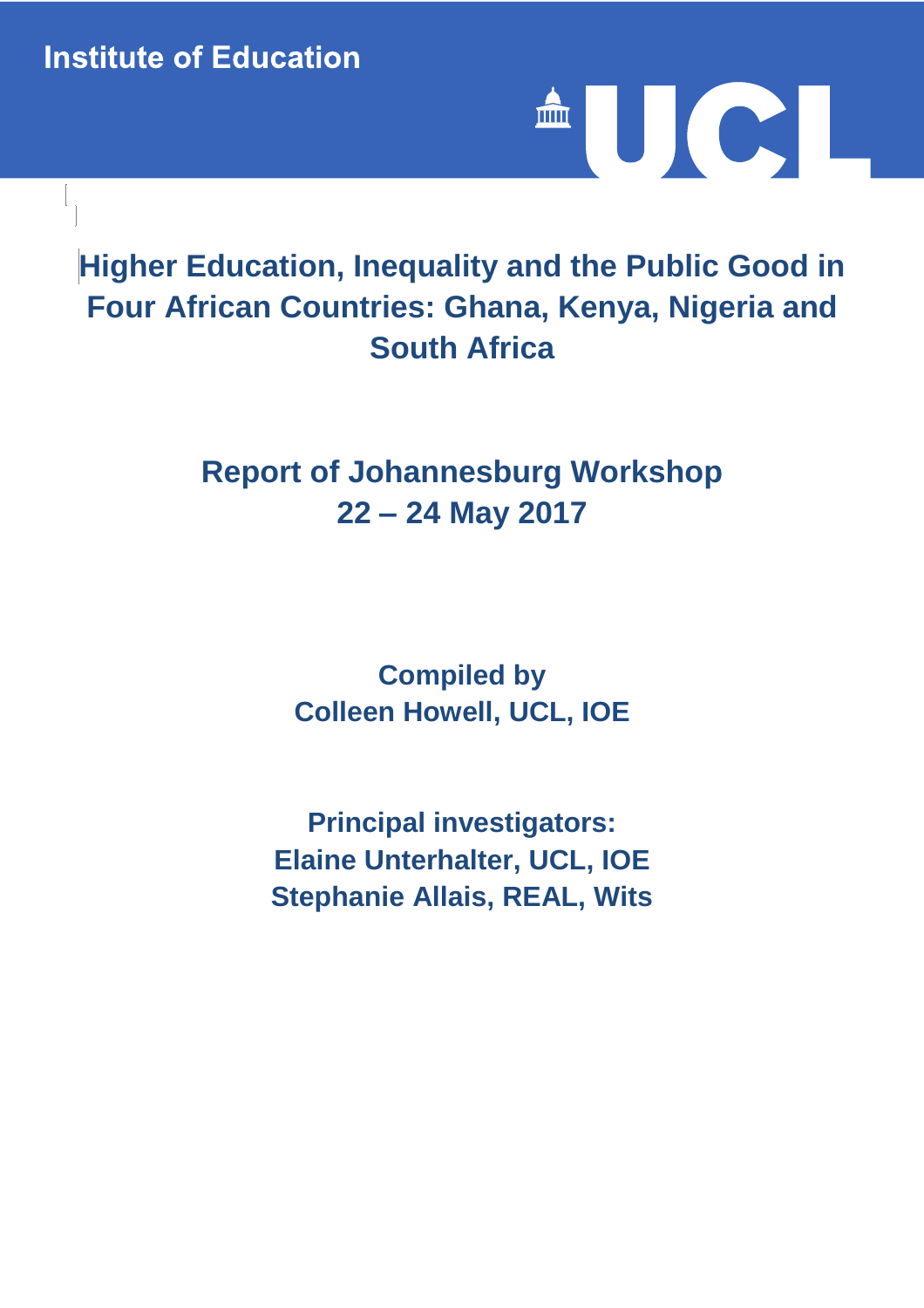Institute of Education

UCL

# Higher Education, Inequality and the Public Good in Four African Countries: Ghana, Kenya, Nigeria and South Africa

## Report of Johannesburg Workshop
## 22 – 24 May 2017

**Compiled by**
**Colleen Howell, UCL, IOE**

**Principal investigators:**
**Elaine Unterhalter, UCL, IOE**
**Stephanie Allais, REAL, Wits**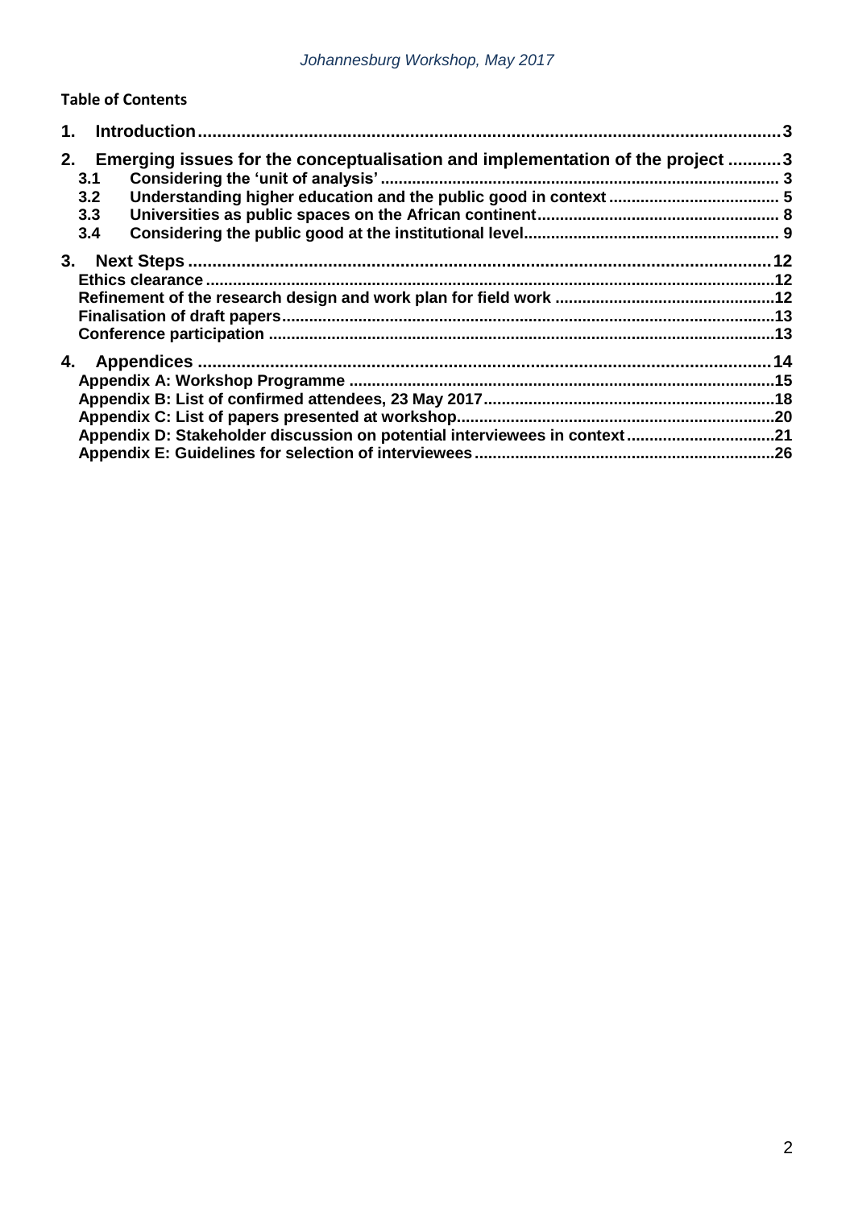**Table of Contents**

1. Introduction ......3
2. Emerging issues for the conceptualisation and implementation of the project ......3
   - 3.1 Considering the 'unit of analysis' ......3
   - 3.2 Understanding higher education and the public good in context ......5
   - 3.3 Universities as public spaces on the African continent ......8
   - 3.4 Considering the public good at the institutional level ......9
3. Next Steps ......12
   - Ethics clearance ......12
   - Refinement of the research design and work plan for field work ......12
   - Finalisation of draft papers ......13
   - Conference participation ......13
4. Appendices ......14
   - Appendix A: Workshop Programme ......15
   - Appendix B: List of confirmed attendees, 23 May 2017 ......18
   - Appendix C: List of papers presented at workshop ......20
   - Appendix D: Stakeholder discussion on potential interviewees in context ......21
   - Appendix E: Guidelines for selection of interviewees ......26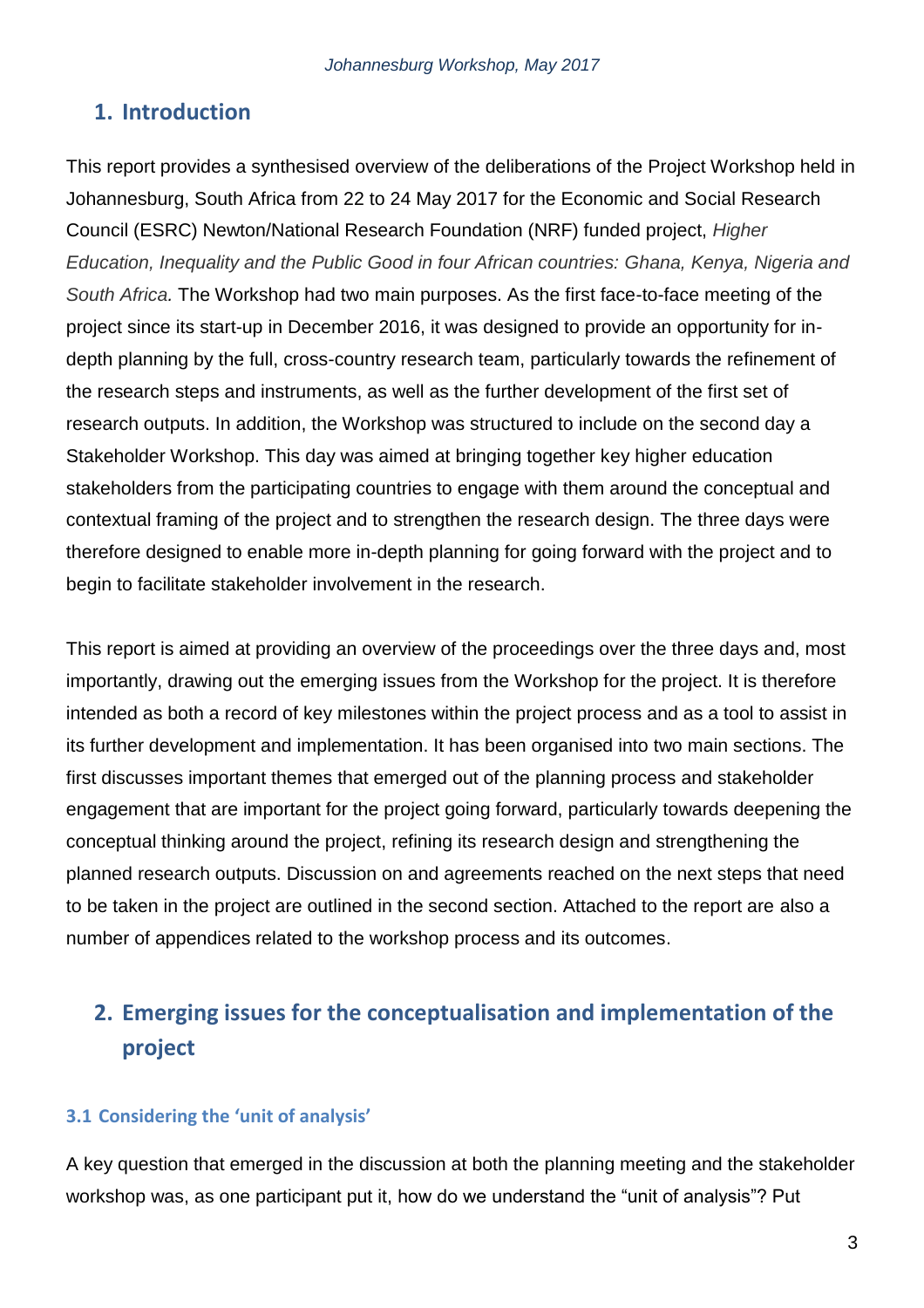## 1. Introduction

This report provides a synthesised overview of the deliberations of the Project Workshop held in Johannesburg, South Africa from 22 to 24 May 2017 for the Economic and Social Research Council (ESRC) Newton/National Research Foundation (NRF) funded project, *Higher Education, Inequality and the Public Good in four African countries: Ghana, Kenya, Nigeria and South Africa.* The Workshop had two main purposes. As the first face-to-face meeting of the project since its start-up in December 2016, it was designed to provide an opportunity for in-depth planning by the full, cross-country research team, particularly towards the refinement of the research steps and instruments, as well as the further development of the first set of research outputs. In addition, the Workshop was structured to include on the second day a Stakeholder Workshop. This day was aimed at bringing together key higher education stakeholders from the participating countries to engage with them around the conceptual and contextual framing of the project and to strengthen the research design. The three days were therefore designed to enable more in-depth planning for going forward with the project and to begin to facilitate stakeholder involvement in the research.

This report is aimed at providing an overview of the proceedings over the three days and, most importantly, drawing out the emerging issues from the Workshop for the project. It is therefore intended as both a record of key milestones within the project process and as a tool to assist in its further development and implementation. It has been organised into two main sections. The first discusses important themes that emerged out of the planning process and stakeholder engagement that are important for the project going forward, particularly towards deepening the conceptual thinking around the project, refining its research design and strengthening the planned research outputs. Discussion on and agreements reached on the next steps that need to be taken in the project are outlined in the second section. Attached to the report are also a number of appendices related to the workshop process and its outcomes.

## 2. Emerging issues for the conceptualisation and implementation of the project

### 3.1 Considering the 'unit of analysis'

A key question that emerged in the discussion at both the planning meeting and the stakeholder workshop was, as one participant put it, how do we understand the "unit of analysis"? Put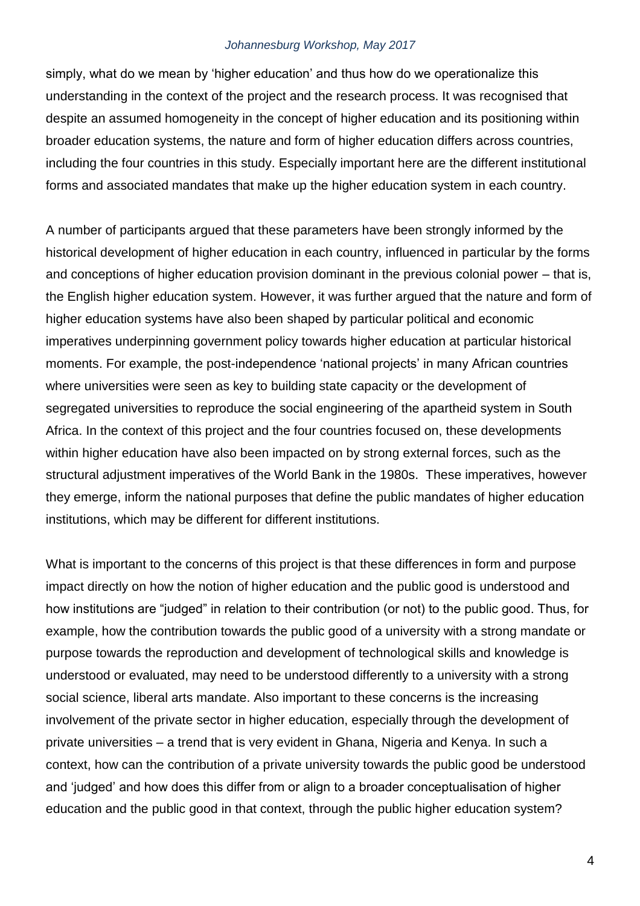simply, what do we mean by 'higher education' and thus how do we operationalize this understanding in the context of the project and the research process. It was recognised that despite an assumed homogeneity in the concept of higher education and its positioning within broader education systems, the nature and form of higher education differs across countries, including the four countries in this study. Especially important here are the different institutional forms and associated mandates that make up the higher education system in each country.

A number of participants argued that these parameters have been strongly informed by the historical development of higher education in each country, influenced in particular by the forms and conceptions of higher education provision dominant in the previous colonial power – that is, the English higher education system. However, it was further argued that the nature and form of higher education systems have also been shaped by particular political and economic imperatives underpinning government policy towards higher education at particular historical moments. For example, the post-independence 'national projects' in many African countries where universities were seen as key to building state capacity or the development of segregated universities to reproduce the social engineering of the apartheid system in South Africa. In the context of this project and the four countries focused on, these developments within higher education have also been impacted on by strong external forces, such as the structural adjustment imperatives of the World Bank in the 1980s. These imperatives, however they emerge, inform the national purposes that define the public mandates of higher education institutions, which may be different for different institutions.

What is important to the concerns of this project is that these differences in form and purpose impact directly on how the notion of higher education and the public good is understood and how institutions are "judged" in relation to their contribution (or not) to the public good. Thus, for example, how the contribution towards the public good of a university with a strong mandate or purpose towards the reproduction and development of technological skills and knowledge is understood or evaluated, may need to be understood differently to a university with a strong social science, liberal arts mandate. Also important to these concerns is the increasing involvement of the private sector in higher education, especially through the development of private universities – a trend that is very evident in Ghana, Nigeria and Kenya. In such a context, how can the contribution of a private university towards the public good be understood and 'judged' and how does this differ from or align to a broader conceptualisation of higher education and the public good in that context, through the public higher education system?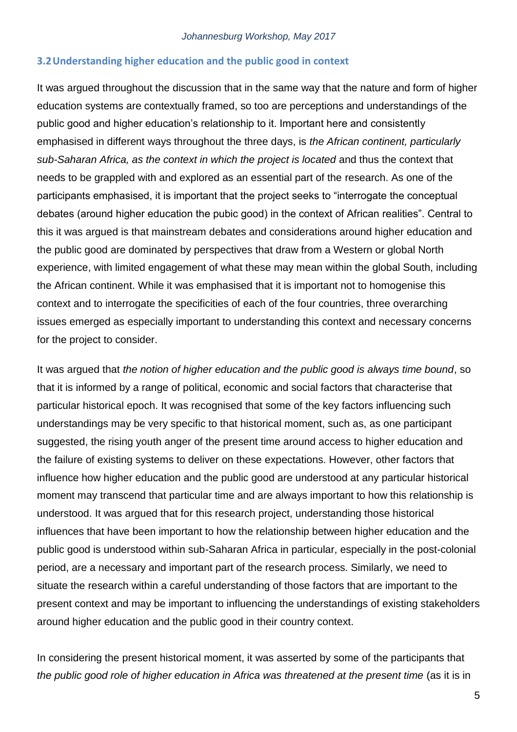### 3.2 Understanding higher education and the public good in context

It was argued throughout the discussion that in the same way that the nature and form of higher education systems are contextually framed, so too are perceptions and understandings of the public good and higher education's relationship to it. Important here and consistently emphasised in different ways throughout the three days, is *the African continent, particularly sub-Saharan Africa, as the context in which the project is located* and thus the context that needs to be grappled with and explored as an essential part of the research. As one of the participants emphasised, it is important that the project seeks to "interrogate the conceptual debates (around higher education the pubic good) in the context of African realities". Central to this it was argued is that mainstream debates and considerations around higher education and the public good are dominated by perspectives that draw from a Western or global North experience, with limited engagement of what these may mean within the global South, including the African continent. While it was emphasised that it is important not to homogenise this context and to interrogate the specificities of each of the four countries, three overarching issues emerged as especially important to understanding this context and necessary concerns for the project to consider.

It was argued that *the notion of higher education and the public good is always time bound*, so that it is informed by a range of political, economic and social factors that characterise that particular historical epoch. It was recognised that some of the key factors influencing such understandings may be very specific to that historical moment, such as, as one participant suggested, the rising youth anger of the present time around access to higher education and the failure of existing systems to deliver on these expectations. However, other factors that influence how higher education and the public good are understood at any particular historical moment may transcend that particular time and are always important to how this relationship is understood. It was argued that for this research project, understanding those historical influences that have been important to how the relationship between higher education and the public good is understood within sub-Saharan Africa in particular, especially in the post-colonial period, are a necessary and important part of the research process. Similarly, we need to situate the research within a careful understanding of those factors that are important to the present context and may be important to influencing the understandings of existing stakeholders around higher education and the public good in their country context.

In considering the present historical moment, it was asserted by some of the participants that *the public good role of higher education in Africa was threatened at the present time* (as it is in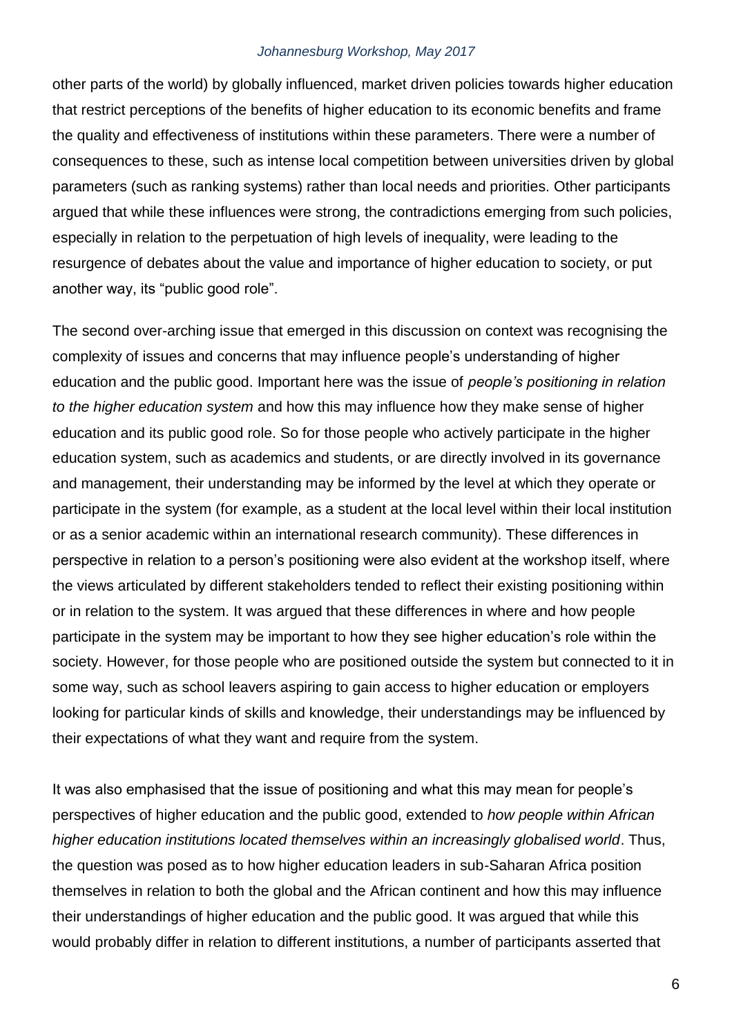other parts of the world) by globally influenced, market driven policies towards higher education that restrict perceptions of the benefits of higher education to its economic benefits and frame the quality and effectiveness of institutions within these parameters. There were a number of consequences to these, such as intense local competition between universities driven by global parameters (such as ranking systems) rather than local needs and priorities. Other participants argued that while these influences were strong, the contradictions emerging from such policies, especially in relation to the perpetuation of high levels of inequality, were leading to the resurgence of debates about the value and importance of higher education to society, or put another way, its "public good role".

The second over-arching issue that emerged in this discussion on context was recognising the complexity of issues and concerns that may influence people's understanding of higher education and the public good. Important here was the issue of *people's positioning in relation to the higher education system* and how this may influence how they make sense of higher education and its public good role. So for those people who actively participate in the higher education system, such as academics and students, or are directly involved in its governance and management, their understanding may be informed by the level at which they operate or participate in the system (for example, as a student at the local level within their local institution or as a senior academic within an international research community). These differences in perspective in relation to a person's positioning were also evident at the workshop itself, where the views articulated by different stakeholders tended to reflect their existing positioning within or in relation to the system. It was argued that these differences in where and how people participate in the system may be important to how they see higher education's role within the society. However, for those people who are positioned outside the system but connected to it in some way, such as school leavers aspiring to gain access to higher education or employers looking for particular kinds of skills and knowledge, their understandings may be influenced by their expectations of what they want and require from the system.

It was also emphasised that the issue of positioning and what this may mean for people's perspectives of higher education and the public good, extended to *how people within African higher education institutions located themselves within an increasingly globalised world*. Thus, the question was posed as to how higher education leaders in sub-Saharan Africa position themselves in relation to both the global and the African continent and how this may influence their understandings of higher education and the public good. It was argued that while this would probably differ in relation to different institutions, a number of participants asserted that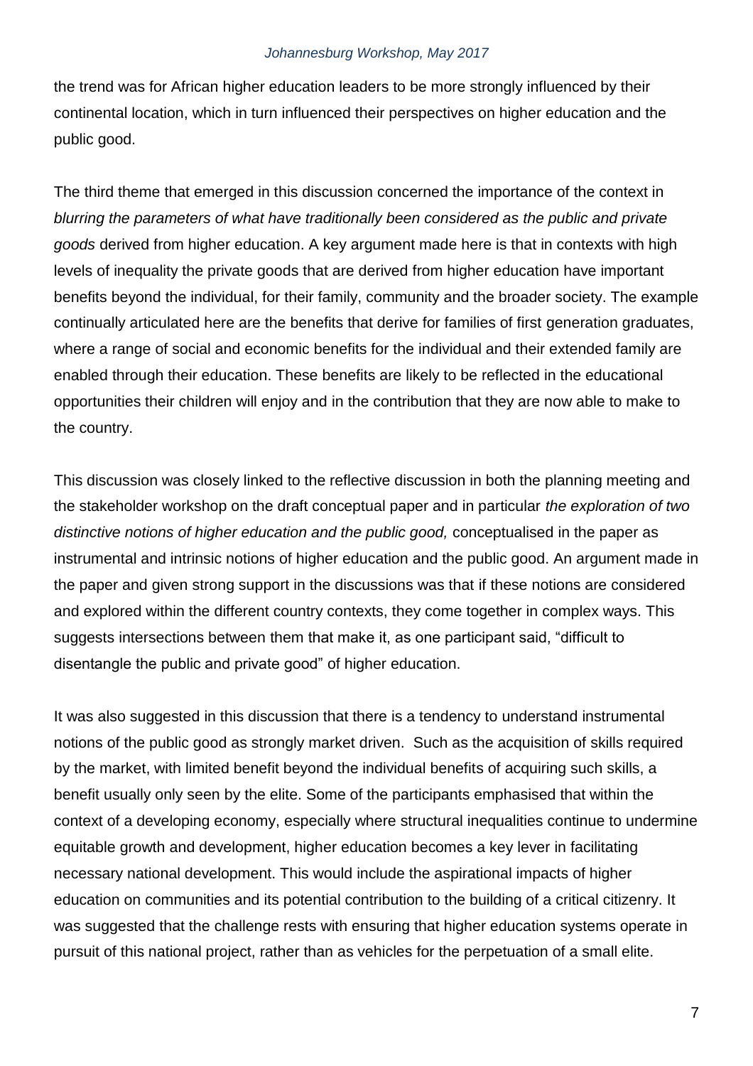the trend was for African higher education leaders to be more strongly influenced by their continental location, which in turn influenced their perspectives on higher education and the public good.

The third theme that emerged in this discussion concerned the importance of the context in *blurring the parameters of what have traditionally been considered as the public and private goods* derived from higher education. A key argument made here is that in contexts with high levels of inequality the private goods that are derived from higher education have important benefits beyond the individual, for their family, community and the broader society. The example continually articulated here are the benefits that derive for families of first generation graduates, where a range of social and economic benefits for the individual and their extended family are enabled through their education. These benefits are likely to be reflected in the educational opportunities their children will enjoy and in the contribution that they are now able to make to the country.

This discussion was closely linked to the reflective discussion in both the planning meeting and the stakeholder workshop on the draft conceptual paper and in particular *the exploration of two distinctive notions of higher education and the public good,* conceptualised in the paper as instrumental and intrinsic notions of higher education and the public good. An argument made in the paper and given strong support in the discussions was that if these notions are considered and explored within the different country contexts, they come together in complex ways. This suggests intersections between them that make it, as one participant said, "difficult to disentangle the public and private good" of higher education.

It was also suggested in this discussion that there is a tendency to understand instrumental notions of the public good as strongly market driven. Such as the acquisition of skills required by the market, with limited benefit beyond the individual benefits of acquiring such skills, a benefit usually only seen by the elite. Some of the participants emphasised that within the context of a developing economy, especially where structural inequalities continue to undermine equitable growth and development, higher education becomes a key lever in facilitating necessary national development. This would include the aspirational impacts of higher education on communities and its potential contribution to the building of a critical citizenry. It was suggested that the challenge rests with ensuring that higher education systems operate in pursuit of this national project, rather than as vehicles for the perpetuation of a small elite.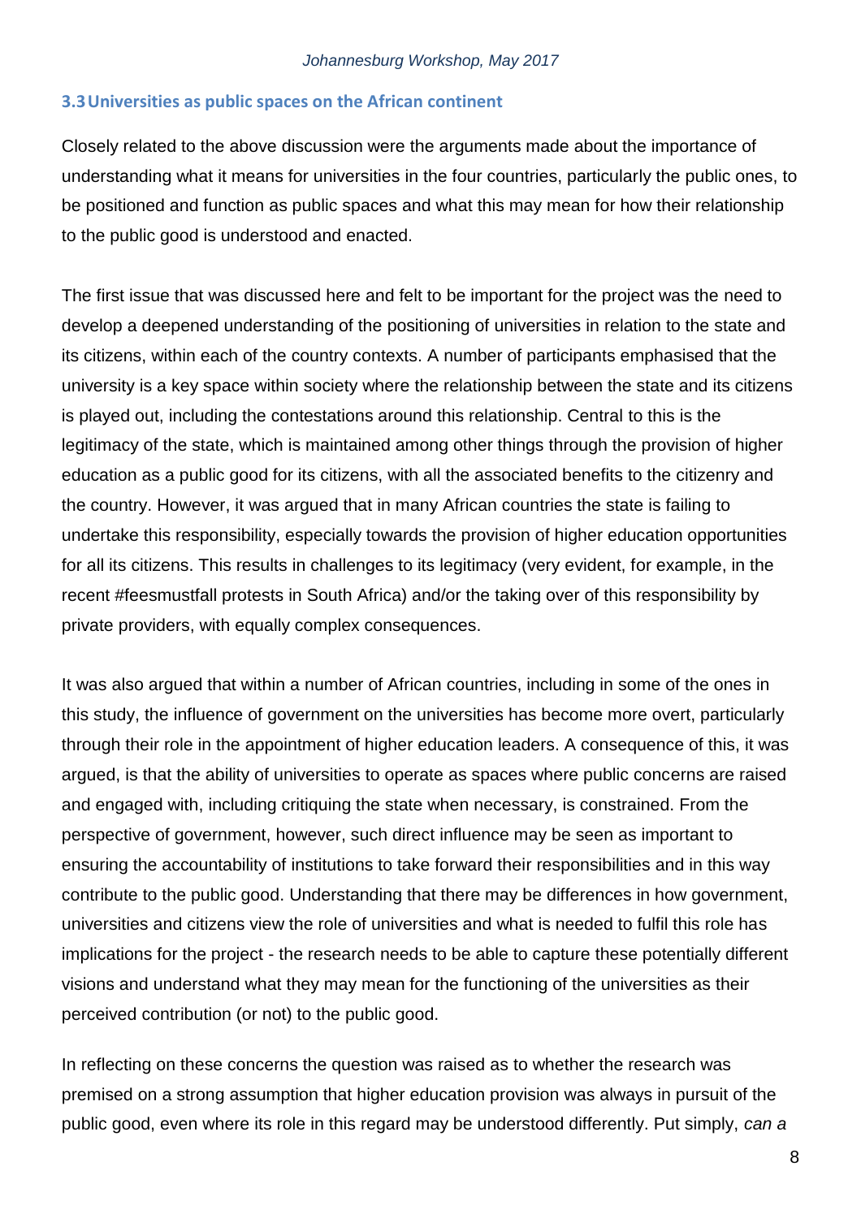### 3.3 Universities as public spaces on the African continent

Closely related to the above discussion were the arguments made about the importance of understanding what it means for universities in the four countries, particularly the public ones, to be positioned and function as public spaces and what this may mean for how their relationship to the public good is understood and enacted.

The first issue that was discussed here and felt to be important for the project was the need to develop a deepened understanding of the positioning of universities in relation to the state and its citizens, within each of the country contexts. A number of participants emphasised that the university is a key space within society where the relationship between the state and its citizens is played out, including the contestations around this relationship. Central to this is the legitimacy of the state, which is maintained among other things through the provision of higher education as a public good for its citizens, with all the associated benefits to the citizenry and the country. However, it was argued that in many African countries the state is failing to undertake this responsibility, especially towards the provision of higher education opportunities for all its citizens. This results in challenges to its legitimacy (very evident, for example, in the recent #feesmustfall protests in South Africa) and/or the taking over of this responsibility by private providers, with equally complex consequences.

It was also argued that within a number of African countries, including in some of the ones in this study, the influence of government on the universities has become more overt, particularly through their role in the appointment of higher education leaders. A consequence of this, it was argued, is that the ability of universities to operate as spaces where public concerns are raised and engaged with, including critiquing the state when necessary, is constrained. From the perspective of government, however, such direct influence may be seen as important to ensuring the accountability of institutions to take forward their responsibilities and in this way contribute to the public good. Understanding that there may be differences in how government, universities and citizens view the role of universities and what is needed to fulfil this role has implications for the project - the research needs to be able to capture these potentially different visions and understand what they may mean for the functioning of the universities as their perceived contribution (or not) to the public good.

In reflecting on these concerns the question was raised as to whether the research was premised on a strong assumption that higher education provision was always in pursuit of the public good, even where its role in this regard may be understood differently. Put simply, *can a*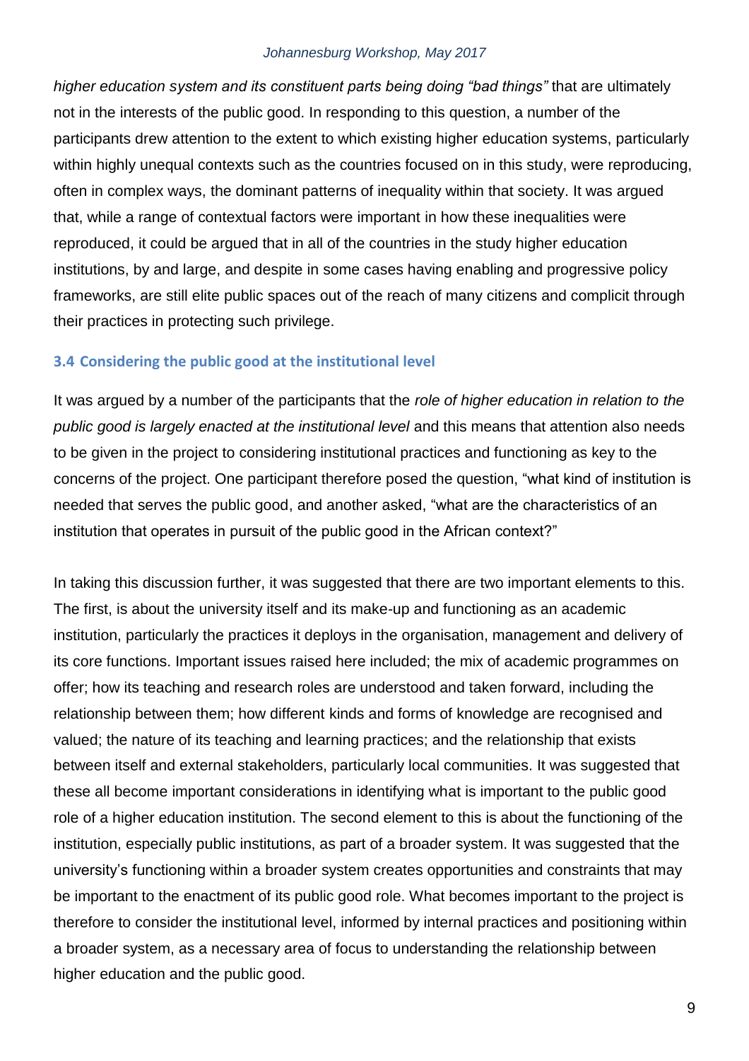*higher education system and its constituent parts being doing "bad things"* that are ultimately not in the interests of the public good. In responding to this question, a number of the participants drew attention to the extent to which existing higher education systems, particularly within highly unequal contexts such as the countries focused on in this study, were reproducing, often in complex ways, the dominant patterns of inequality within that society. It was argued that, while a range of contextual factors were important in how these inequalities were reproduced, it could be argued that in all of the countries in the study higher education institutions, by and large, and despite in some cases having enabling and progressive policy frameworks, are still elite public spaces out of the reach of many citizens and complicit through their practices in protecting such privilege.

### 3.4 Considering the public good at the institutional level

It was argued by a number of the participants that the *role of higher education in relation to the public good is largely enacted at the institutional level* and this means that attention also needs to be given in the project to considering institutional practices and functioning as key to the concerns of the project. One participant therefore posed the question, "what kind of institution is needed that serves the public good, and another asked, "what are the characteristics of an institution that operates in pursuit of the public good in the African context?"

In taking this discussion further, it was suggested that there are two important elements to this. The first, is about the university itself and its make-up and functioning as an academic institution, particularly the practices it deploys in the organisation, management and delivery of its core functions. Important issues raised here included; the mix of academic programmes on offer; how its teaching and research roles are understood and taken forward, including the relationship between them; how different kinds and forms of knowledge are recognised and valued; the nature of its teaching and learning practices; and the relationship that exists between itself and external stakeholders, particularly local communities. It was suggested that these all become important considerations in identifying what is important to the public good role of a higher education institution. The second element to this is about the functioning of the institution, especially public institutions, as part of a broader system. It was suggested that the university's functioning within a broader system creates opportunities and constraints that may be important to the enactment of its public good role. What becomes important to the project is therefore to consider the institutional level, informed by internal practices and positioning within a broader system, as a necessary area of focus to understanding the relationship between higher education and the public good.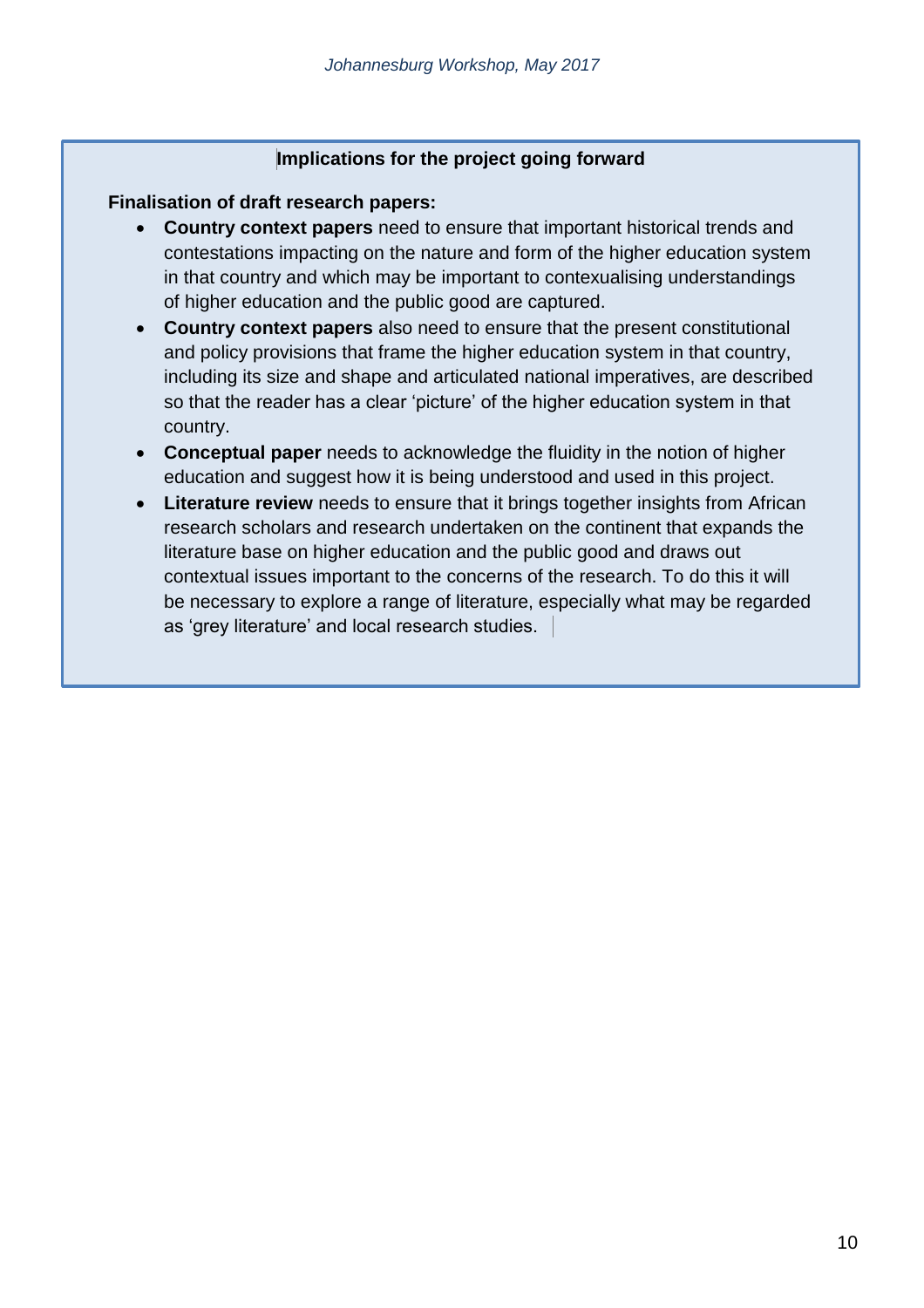**Implications for the project going forward**

**Finalisation of draft research papers:**

- **Country context papers** need to ensure that important historical trends and contestations impacting on the nature and form of the higher education system in that country and which may be important to contexualising understandings of higher education and the public good are captured.
- **Country context papers** also need to ensure that the present constitutional and policy provisions that frame the higher education system in that country, including its size and shape and articulated national imperatives, are described so that the reader has a clear 'picture' of the higher education system in that country.
- **Conceptual paper** needs to acknowledge the fluidity in the notion of higher education and suggest how it is being understood and used in this project.
- **Literature review** needs to ensure that it brings together insights from African research scholars and research undertaken on the continent that expands the literature base on higher education and the public good and draws out contextual issues important to the concerns of the research. To do this it will be necessary to explore a range of literature, especially what may be regarded as 'grey literature' and local research studies.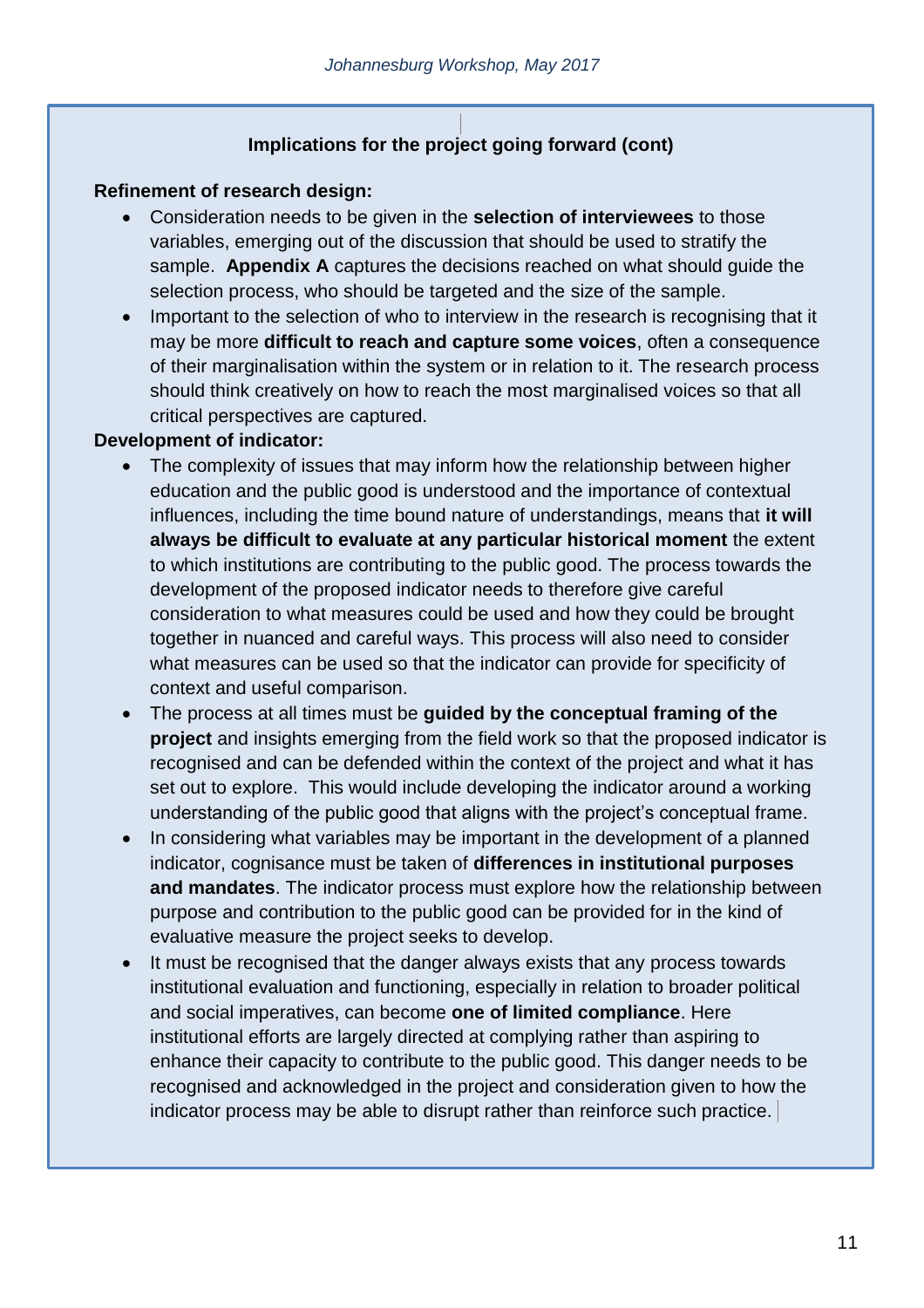## Implications for the project going forward (cont)

**Refinement of research design:**

- Consideration needs to be given in the **selection of interviewees** to those variables, emerging out of the discussion that should be used to stratify the sample. **Appendix A** captures the decisions reached on what should guide the selection process, who should be targeted and the size of the sample.
- Important to the selection of who to interview in the research is recognising that it may be more **difficult to reach and capture some voices**, often a consequence of their marginalisation within the system or in relation to it. The research process should think creatively on how to reach the most marginalised voices so that all critical perspectives are captured.

**Development of indicator:**

- The complexity of issues that may inform how the relationship between higher education and the public good is understood and the importance of contextual influences, including the time bound nature of understandings, means that **it will always be difficult to evaluate at any particular historical moment** the extent to which institutions are contributing to the public good. The process towards the development of the proposed indicator needs to therefore give careful consideration to what measures could be used and how they could be brought together in nuanced and careful ways. This process will also need to consider what measures can be used so that the indicator can provide for specificity of context and useful comparison.
- The process at all times must be **guided by the conceptual framing of the project** and insights emerging from the field work so that the proposed indicator is recognised and can be defended within the context of the project and what it has set out to explore. This would include developing the indicator around a working understanding of the public good that aligns with the project's conceptual frame.
- In considering what variables may be important in the development of a planned indicator, cognisance must be taken of **differences in institutional purposes and mandates**. The indicator process must explore how the relationship between purpose and contribution to the public good can be provided for in the kind of evaluative measure the project seeks to develop.
- It must be recognised that the danger always exists that any process towards institutional evaluation and functioning, especially in relation to broader political and social imperatives, can become **one of limited compliance**. Here institutional efforts are largely directed at complying rather than aspiring to enhance their capacity to contribute to the public good. This danger needs to be recognised and acknowledged in the project and consideration given to how the indicator process may be able to disrupt rather than reinforce such practice.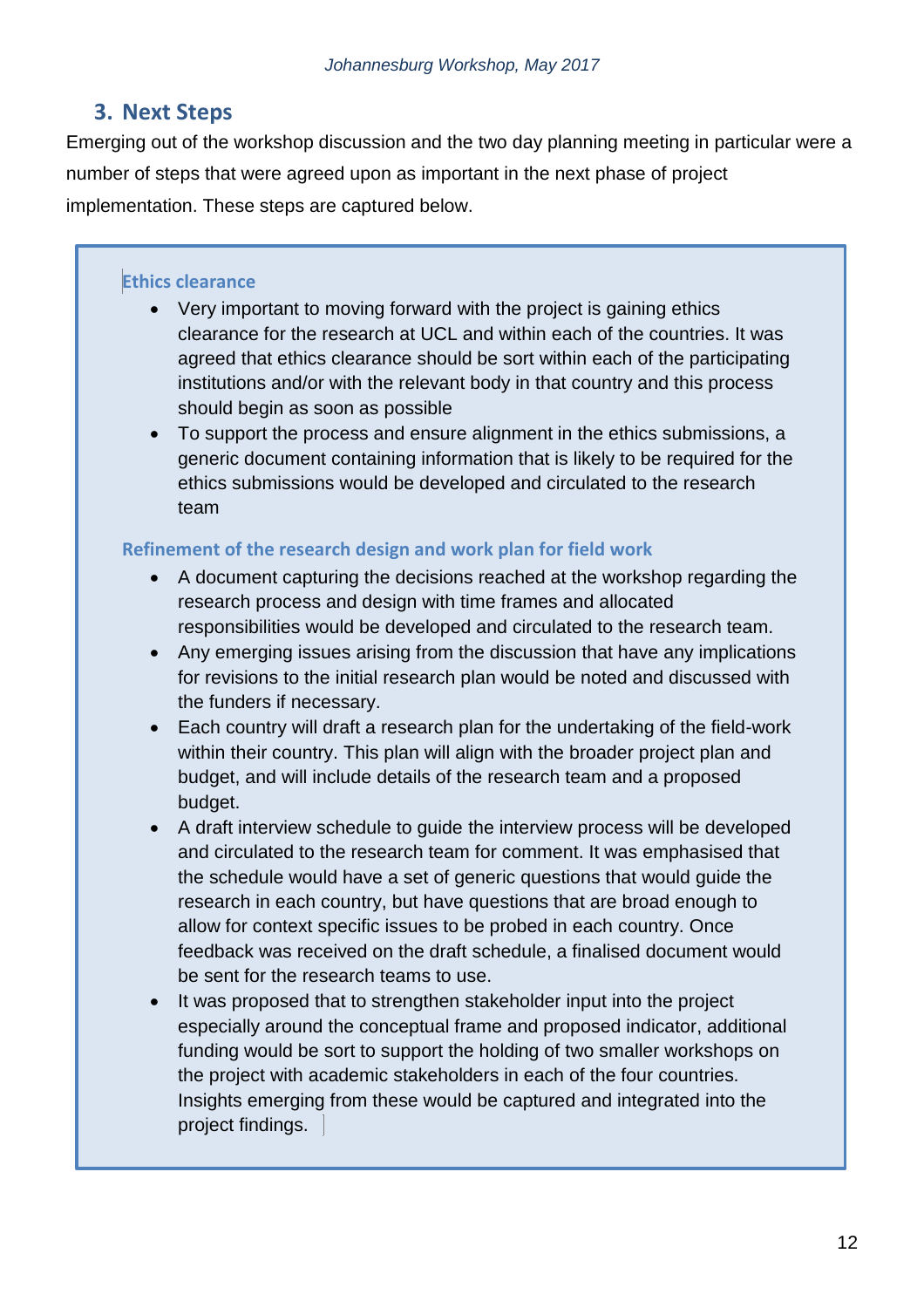## 3. Next Steps

Emerging out of the workshop discussion and the two day planning meeting in particular were a number of steps that were agreed upon as important in the next phase of project implementation. These steps are captured below.

### Ethics clearance

- Very important to moving forward with the project is gaining ethics clearance for the research at UCL and within each of the countries. It was agreed that ethics clearance should be sort within each of the participating institutions and/or with the relevant body in that country and this process should begin as soon as possible
- To support the process and ensure alignment in the ethics submissions, a generic document containing information that is likely to be required for the ethics submissions would be developed and circulated to the research team

### Refinement of the research design and work plan for field work

- A document capturing the decisions reached at the workshop regarding the research process and design with time frames and allocated responsibilities would be developed and circulated to the research team.
- Any emerging issues arising from the discussion that have any implications for revisions to the initial research plan would be noted and discussed with the funders if necessary.
- Each country will draft a research plan for the undertaking of the field-work within their country. This plan will align with the broader project plan and budget, and will include details of the research team and a proposed budget.
- A draft interview schedule to guide the interview process will be developed and circulated to the research team for comment. It was emphasised that the schedule would have a set of generic questions that would guide the research in each country, but have questions that are broad enough to allow for context specific issues to be probed in each country. Once feedback was received on the draft schedule, a finalised document would be sent for the research teams to use.
- It was proposed that to strengthen stakeholder input into the project especially around the conceptual frame and proposed indicator, additional funding would be sort to support the holding of two smaller workshops on the project with academic stakeholders in each of the four countries. Insights emerging from these would be captured and integrated into the project findings.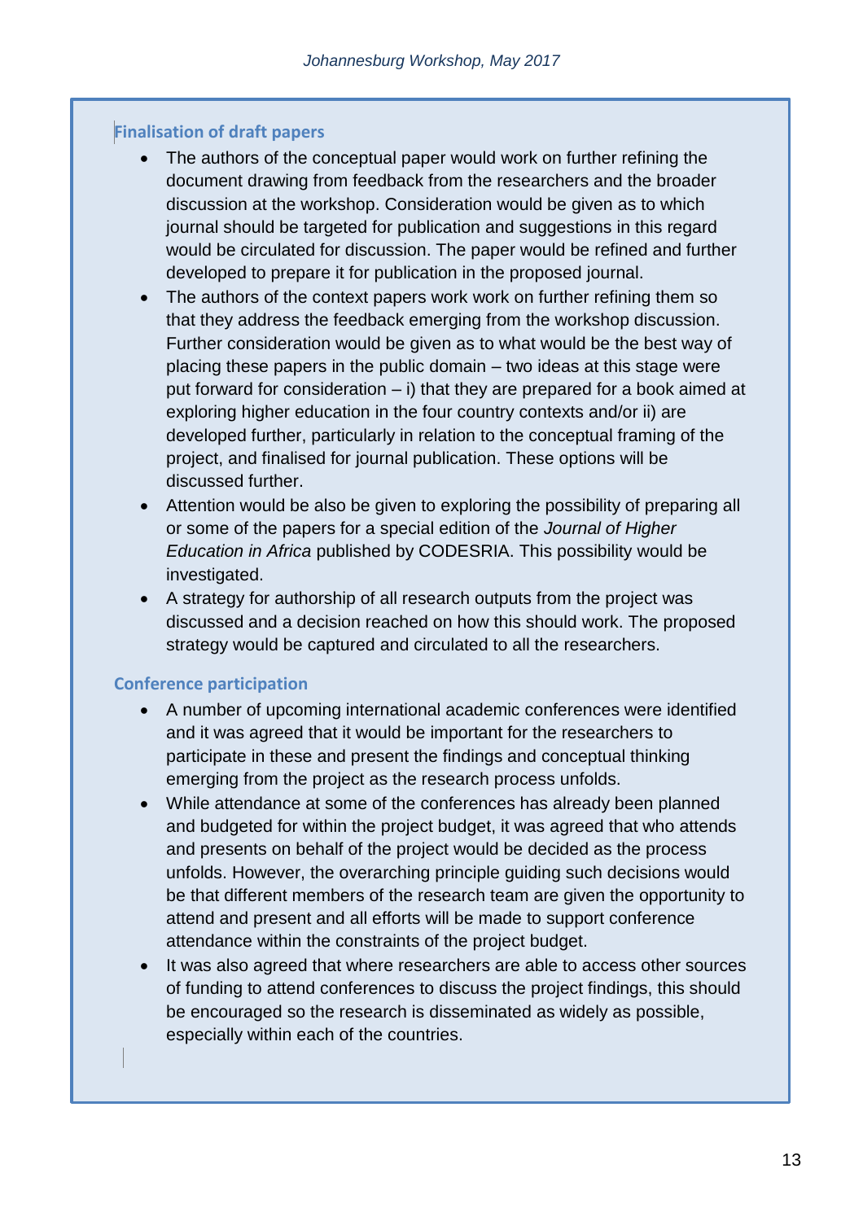### Finalisation of draft papers

- The authors of the conceptual paper would work on further refining the document drawing from feedback from the researchers and the broader discussion at the workshop. Consideration would be given as to which journal should be targeted for publication and suggestions in this regard would be circulated for discussion. The paper would be refined and further developed to prepare it for publication in the proposed journal.
- The authors of the context papers work work on further refining them so that they address the feedback emerging from the workshop discussion. Further consideration would be given as to what would be the best way of placing these papers in the public domain – two ideas at this stage were put forward for consideration – i) that they are prepared for a book aimed at exploring higher education in the four country contexts and/or ii) are developed further, particularly in relation to the conceptual framing of the project, and finalised for journal publication. These options will be discussed further.
- Attention would be also be given to exploring the possibility of preparing all or some of the papers for a special edition of the *Journal of Higher Education in Africa* published by CODESRIA. This possibility would be investigated.
- A strategy for authorship of all research outputs from the project was discussed and a decision reached on how this should work. The proposed strategy would be captured and circulated to all the researchers.

### Conference participation

- A number of upcoming international academic conferences were identified and it was agreed that it would be important for the researchers to participate in these and present the findings and conceptual thinking emerging from the project as the research process unfolds.
- While attendance at some of the conferences has already been planned and budgeted for within the project budget, it was agreed that who attends and presents on behalf of the project would be decided as the process unfolds. However, the overarching principle guiding such decisions would be that different members of the research team are given the opportunity to attend and present and all efforts will be made to support conference attendance within the constraints of the project budget.
- It was also agreed that where researchers are able to access other sources of funding to attend conferences to discuss the project findings, this should be encouraged so the research is disseminated as widely as possible, especially within each of the countries.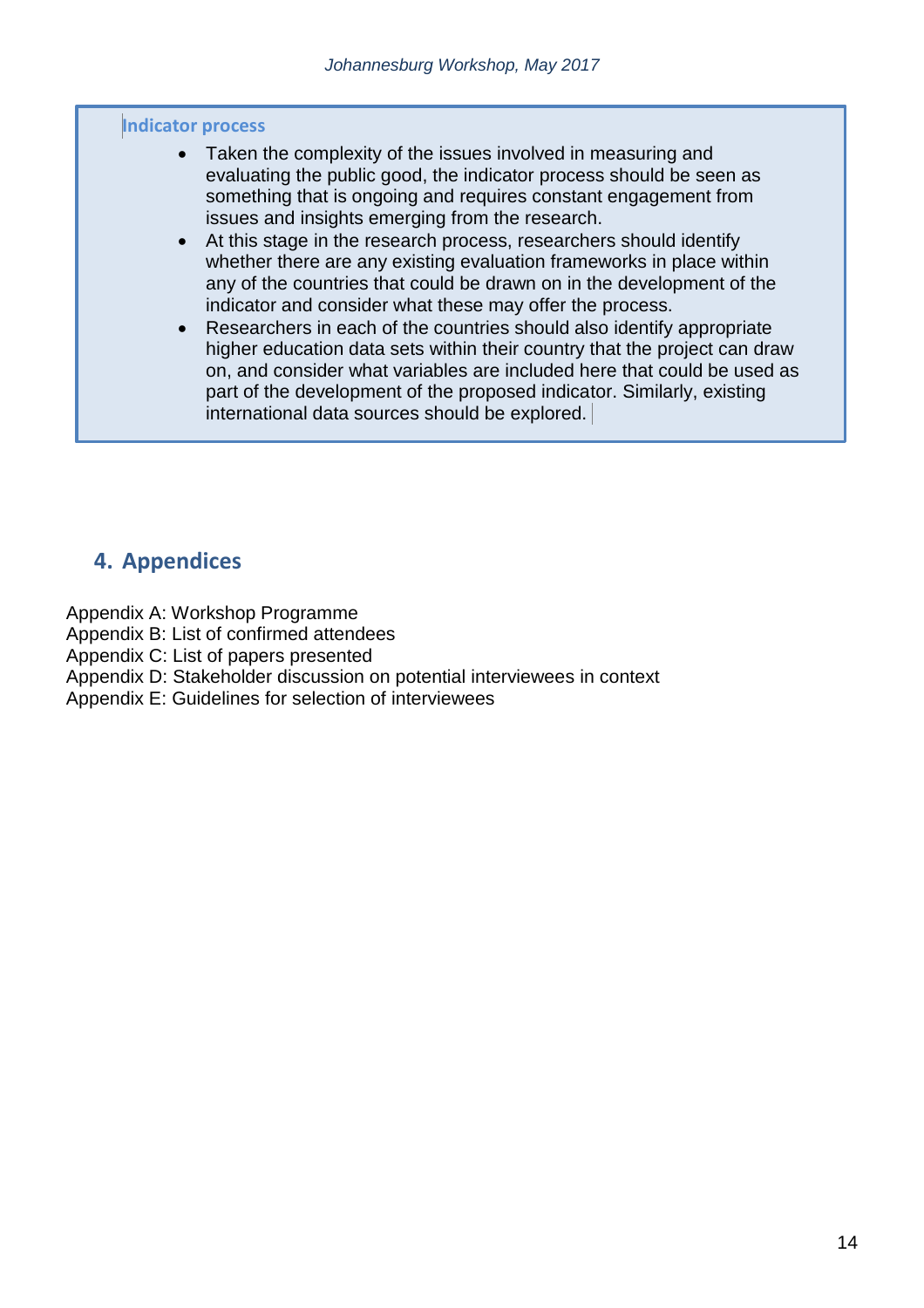**Indicator process**

- Taken the complexity of the issues involved in measuring and evaluating the public good, the indicator process should be seen as something that is ongoing and requires constant engagement from issues and insights emerging from the research.
- At this stage in the research process, researchers should identify whether there are any existing evaluation frameworks in place within any of the countries that could be drawn on in the development of the indicator and consider what these may offer the process.
- Researchers in each of the countries should also identify appropriate higher education data sets within their country that the project can draw on, and consider what variables are included here that could be used as part of the development of the proposed indicator. Similarly, existing international data sources should be explored.

## 4. Appendices

Appendix A: Workshop Programme
Appendix B: List of confirmed attendees
Appendix C: List of papers presented
Appendix D: Stakeholder discussion on potential interviewees in context
Appendix E: Guidelines for selection of interviewees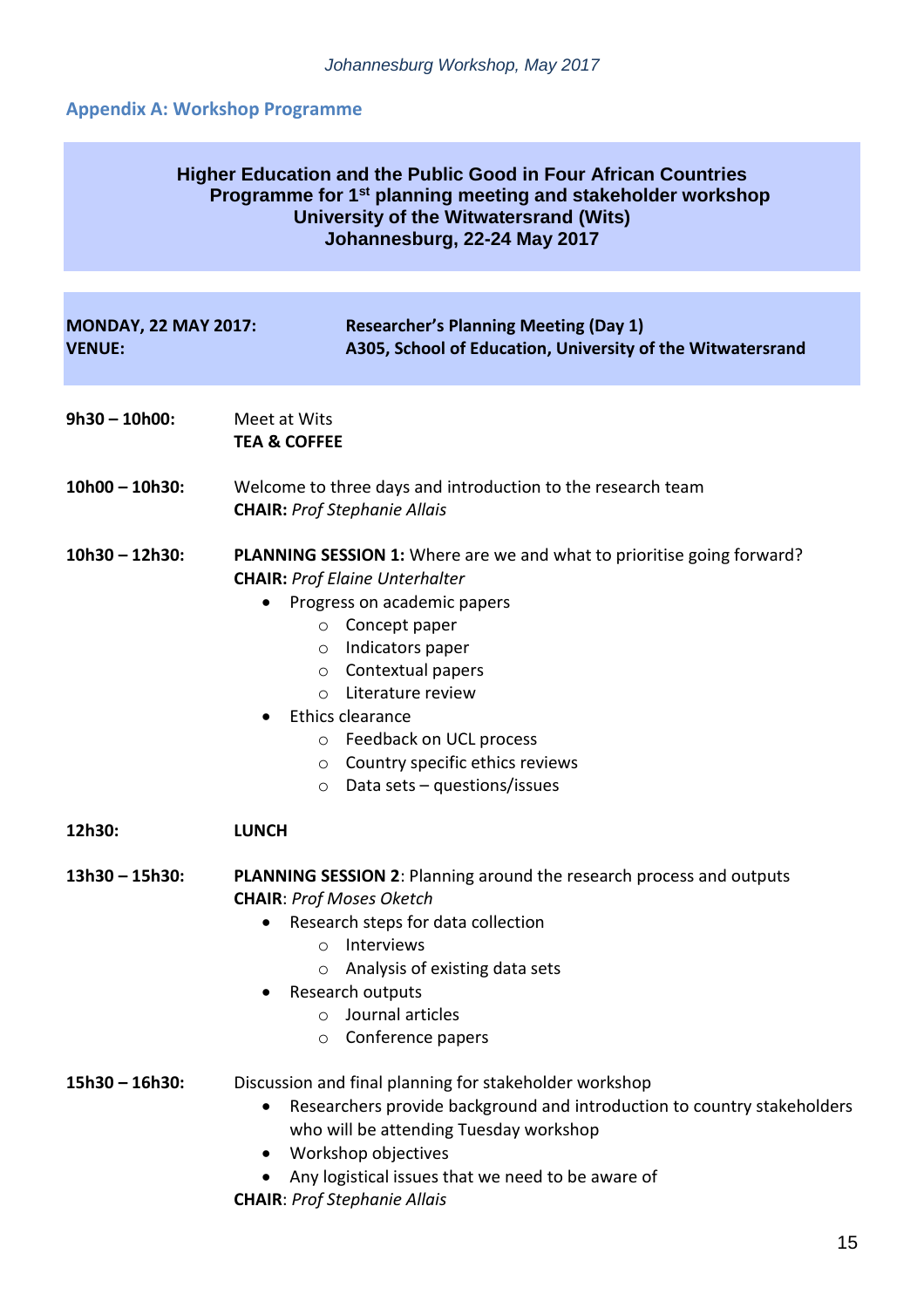## Appendix A: Workshop Programme

**Higher Education and the Public Good in Four African Countries**
**Programme for 1st planning meeting and stakeholder workshop**
**University of the Witwatersrand (Wits)**
**Johannesburg, 22-24 May 2017**

| **MONDAY, 22 MAY 2017:** | **Researcher's Planning Meeting (Day 1)** |
|---|---|
| **VENUE:** | **A305, School of Education, University of the Witwatersrand** |

**9h30 – 10h00:** Meet at Wits
**TEA & COFFEE**

**10h00 – 10h30:** Welcome to three days and introduction to the research team
**CHAIR:** *Prof Stephanie Allais*

**10h30 – 12h30:** **PLANNING SESSION 1:** Where are we and what to prioritise going forward?
**CHAIR:** *Prof Elaine Unterhalter*

- Progress on academic papers
  - Concept paper
  - Indicators paper
  - Contextual papers
  - Literature review
- Ethics clearance
  - Feedback on UCL process
  - Country specific ethics reviews
  - Data sets – questions/issues

**12h30:** **LUNCH**

**13h30 – 15h30:** **PLANNING SESSION 2**: Planning around the research process and outputs
**CHAIR**: *Prof Moses Oketch*

- Research steps for data collection
  - Interviews
  - Analysis of existing data sets
- Research outputs
  - Journal articles
  - Conference papers

**15h30 – 16h30:** Discussion and final planning for stakeholder workshop

- Researchers provide background and introduction to country stakeholders who will be attending Tuesday workshop
- Workshop objectives
- Any logistical issues that we need to be aware of

**CHAIR**: *Prof Stephanie Allais*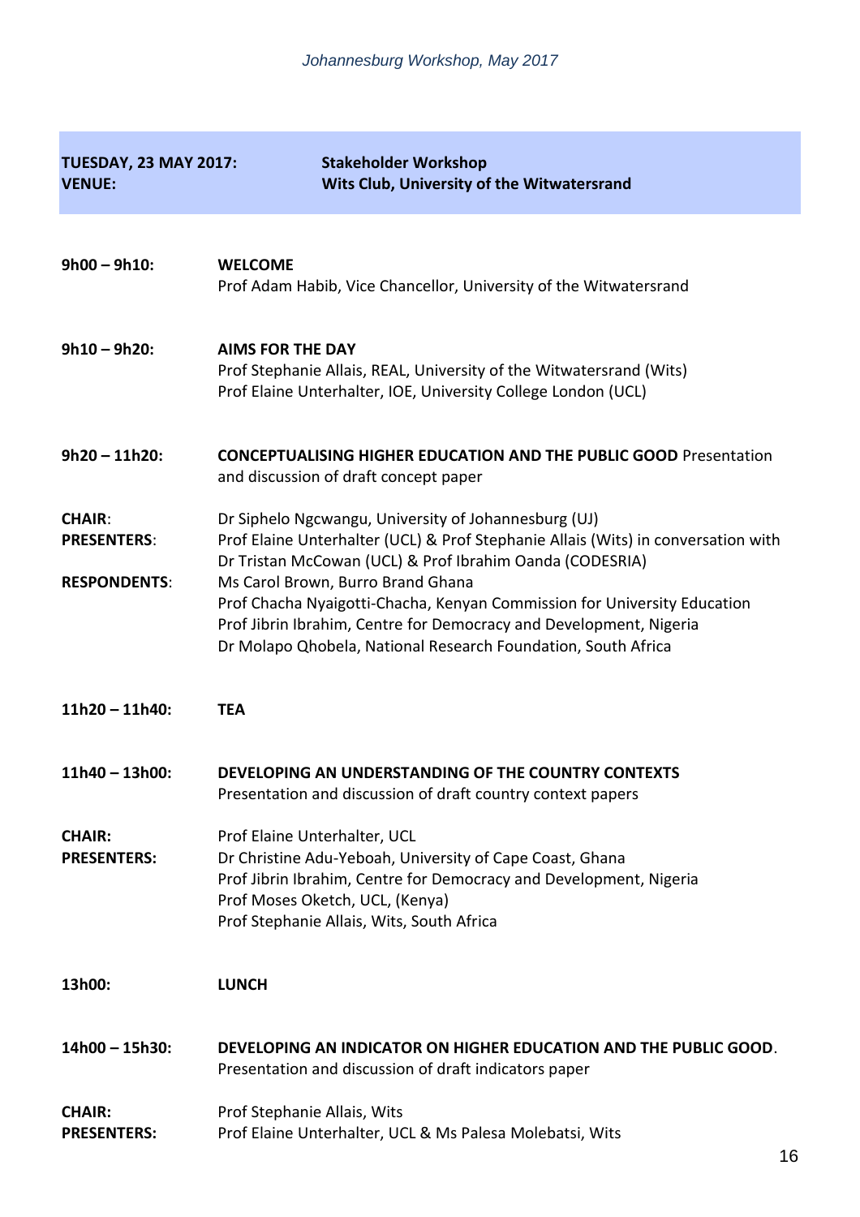| **TUESDAY, 23 MAY 2017:** | **Stakeholder Workshop** |
|---|---|
| **VENUE:** | **Wits Club, University of the Witwatersrand** |

**9h00 – 9h10:** **WELCOME**
Prof Adam Habib, Vice Chancellor, University of the Witwatersrand

**9h10 – 9h20:** **AIMS FOR THE DAY**
Prof Stephanie Allais, REAL, University of the Witwatersrand (Wits)
Prof Elaine Unterhalter, IOE, University College London (UCL)

**9h20 – 11h20:** **CONCEPTUALISING HIGHER EDUCATION AND THE PUBLIC GOOD** Presentation and discussion of draft concept paper

**CHAIR**: Dr Siphelo Ngcwangu, University of Johannesburg (UJ)
**PRESENTERS**: Prof Elaine Unterhalter (UCL) & Prof Stephanie Allais (Wits) in conversation with Dr Tristan McCowan (UCL) & Prof Ibrahim Oanda (CODESRIA)
**RESPONDENTS**: Ms Carol Brown, Burro Brand Ghana
Prof Chacha Nyaigotti-Chacha, Kenyan Commission for University Education
Prof Jibrin Ibrahim, Centre for Democracy and Development, Nigeria
Dr Molapo Qhobela, National Research Foundation, South Africa

**11h20 – 11h40:** **TEA**

**11h40 – 13h00:** **DEVELOPING AN UNDERSTANDING OF THE COUNTRY CONTEXTS**
Presentation and discussion of draft country context papers

**CHAIR:** Prof Elaine Unterhalter, UCL
**PRESENTERS:** Dr Christine Adu-Yeboah, University of Cape Coast, Ghana
Prof Jibrin Ibrahim, Centre for Democracy and Development, Nigeria
Prof Moses Oketch, UCL, (Kenya)
Prof Stephanie Allais, Wits, South Africa

**13h00:** **LUNCH**

**14h00 – 15h30:** **DEVELOPING AN INDICATOR ON HIGHER EDUCATION AND THE PUBLIC GOOD**.
Presentation and discussion of draft indicators paper

**CHAIR:** Prof Stephanie Allais, Wits
**PRESENTERS:** Prof Elaine Unterhalter, UCL & Ms Palesa Molebatsi, Wits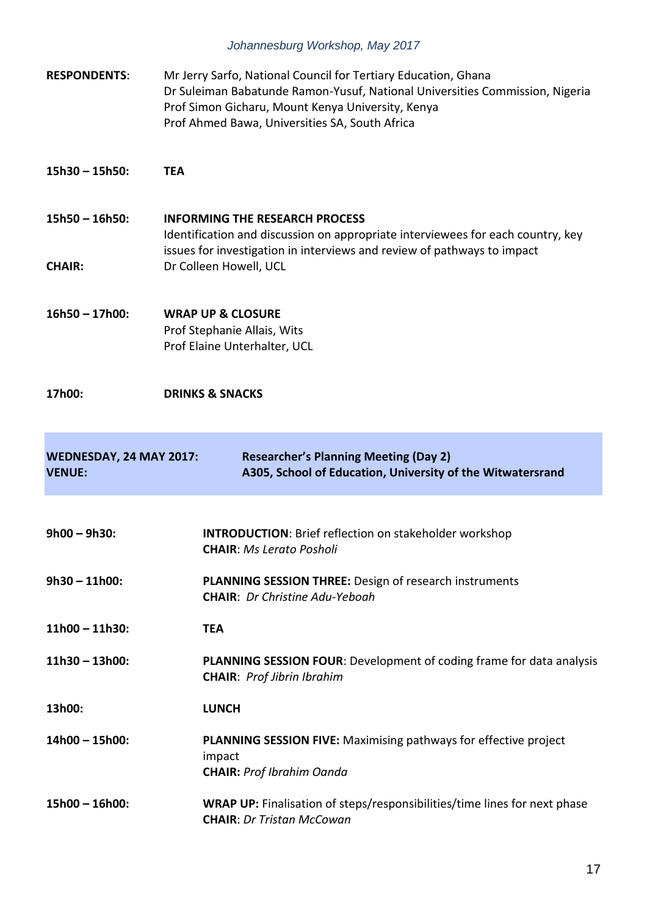**RESPONDENTS**: Mr Jerry Sarfo, National Council for Tertiary Education, Ghana
Dr Suleiman Babatunde Ramon-Yusuf, National Universities Commission, Nigeria
Prof Simon Gicharu, Mount Kenya University, Kenya
Prof Ahmed Bawa, Universities SA, South Africa

**15h30 – 15h50:** **TEA**

**15h50 – 16h50:** **INFORMING THE RESEARCH PROCESS**
Identification and discussion on appropriate interviewees for each country, key issues for investigation in interviews and review of pathways to impact

**CHAIR:** Dr Colleen Howell, UCL

**16h50 – 17h00:** **WRAP UP & CLOSURE**
Prof Stephanie Allais, Wits
Prof Elaine Unterhalter, UCL

**17h00:** **DRINKS & SNACKS**

| **WEDNESDAY, 24 MAY 2017:** | **Researcher's Planning Meeting (Day 2)** |
|---|---|
| **VENUE:** | **A305, School of Education, University of the Witwatersrand** |

**9h00 – 9h30:** **INTRODUCTION**: Brief reflection on stakeholder workshop
**CHAIR**: *Ms Lerato Posholi*

**9h30 – 11h00:** **PLANNING SESSION THREE:** Design of research instruments
**CHAIR**: *Dr Christine Adu-Yeboah*

**11h00 – 11h30:** **TEA**

**11h30 – 13h00:** **PLANNING SESSION FOUR**: Development of coding frame for data analysis
**CHAIR**: *Prof Jibrin Ibrahim*

**13h00:** **LUNCH**

**14h00 – 15h00:** **PLANNING SESSION FIVE:** Maximising pathways for effective project impact
**CHAIR:** *Prof Ibrahim Oanda*

**15h00 – 16h00:** **WRAP UP:** Finalisation of steps/responsibilities/time lines for next phase
**CHAIR**: *Dr Tristan McCowan*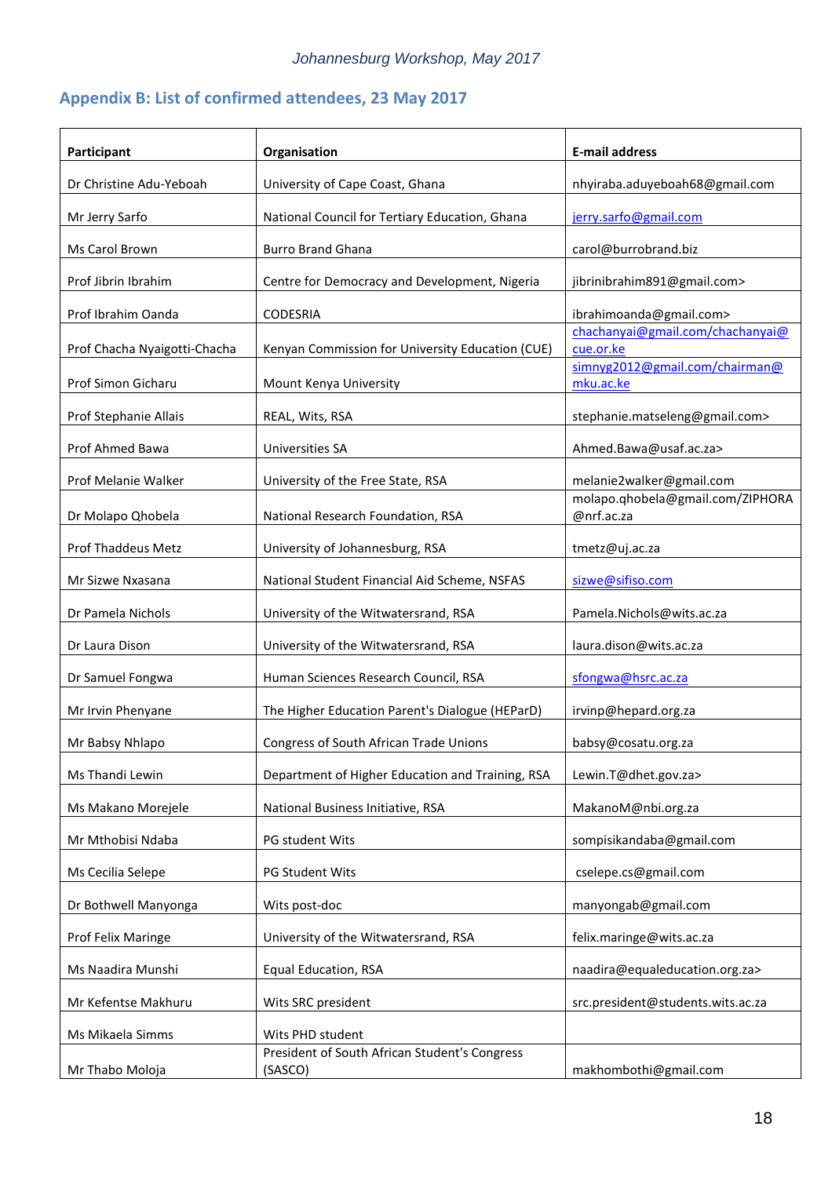## Appendix B: List of confirmed attendees, 23 May 2017

| Participant | Organisation | E-mail address |
|---|---|---|
| Dr Christine Adu-Yeboah | University of Cape Coast, Ghana | nhyiraba.aduyeboah68@gmail.com |
| Mr Jerry Sarfo | National Council for Tertiary Education, Ghana | jerry.sarfo@gmail.com |
| Ms Carol Brown | Burro Brand Ghana | carol@burrobrand.biz |
| Prof Jibrin Ibrahim | Centre for Democracy and Development, Nigeria | jibrinibrahim891@gmail.com> |
| Prof Ibrahim Oanda | CODESRIA | ibrahimoanda@gmail.com> |
| Prof Chacha Nyaigotti-Chacha | Kenyan Commission for University Education (CUE) | chachanyai@gmail.com/chachanyai@cue.or.ke |
| Prof Simon Gicharu | Mount Kenya University | simnyg2012@gmail.com/chairman@mku.ac.ke |
| Prof Stephanie Allais | REAL, Wits, RSA | stephanie.matseleng@gmail.com> |
| Prof Ahmed Bawa | Universities SA | Ahmed.Bawa@usaf.ac.za> |
| Prof Melanie Walker | University of the Free State, RSA | melanie2walker@gmail.com |
| Dr Molapo Qhobela | National Research Foundation, RSA | molapo.qhobela@gmail.com/ZIPHORA@nrf.ac.za |
| Prof Thaddeus Metz | University of Johannesburg, RSA | tmetz@uj.ac.za |
| Mr Sizwe Nxasana | National Student Financial Aid Scheme, NSFAS | sizwe@sifiso.com |
| Dr Pamela Nichols | University of the Witwatersrand, RSA | Pamela.Nichols@wits.ac.za |
| Dr Laura Dison | University of the Witwatersrand, RSA | laura.dison@wits.ac.za |
| Dr Samuel Fongwa | Human Sciences Research Council, RSA | sfongwa@hsrc.ac.za |
| Mr Irvin Phenyane | The Higher Education Parent's Dialogue (HEParD) | irvinp@hepard.org.za |
| Mr Babsy Nhlapo | Congress of South African Trade Unions | babsy@cosatu.org.za |
| Ms Thandi Lewin | Department of Higher Education and Training, RSA | Lewin.T@dhet.gov.za> |
| Ms Makano Morejele | National Business Initiative, RSA | MakanoM@nbi.org.za |
| Mr Mthobisi Ndaba | PG student Wits | sompisikandaba@gmail.com |
| Ms Cecilia Selepe | PG Student Wits | cselepe.cs@gmail.com |
| Dr Bothwell Manyonga | Wits post-doc | manyongab@gmail.com |
| Prof Felix Maringe | University of the Witwatersrand, RSA | felix.maringe@wits.ac.za |
| Ms Naadira Munshi | Equal Education, RSA | naadira@equaleducation.org.za> |
| Mr Kefentse Makhuru | Wits SRC president | src.president@students.wits.ac.za |
| Ms Mikaela Simms | Wits PHD student | |
| Mr Thabo Moloja | President of South African Student's Congress (SASCO) | makhombothi@gmail.com |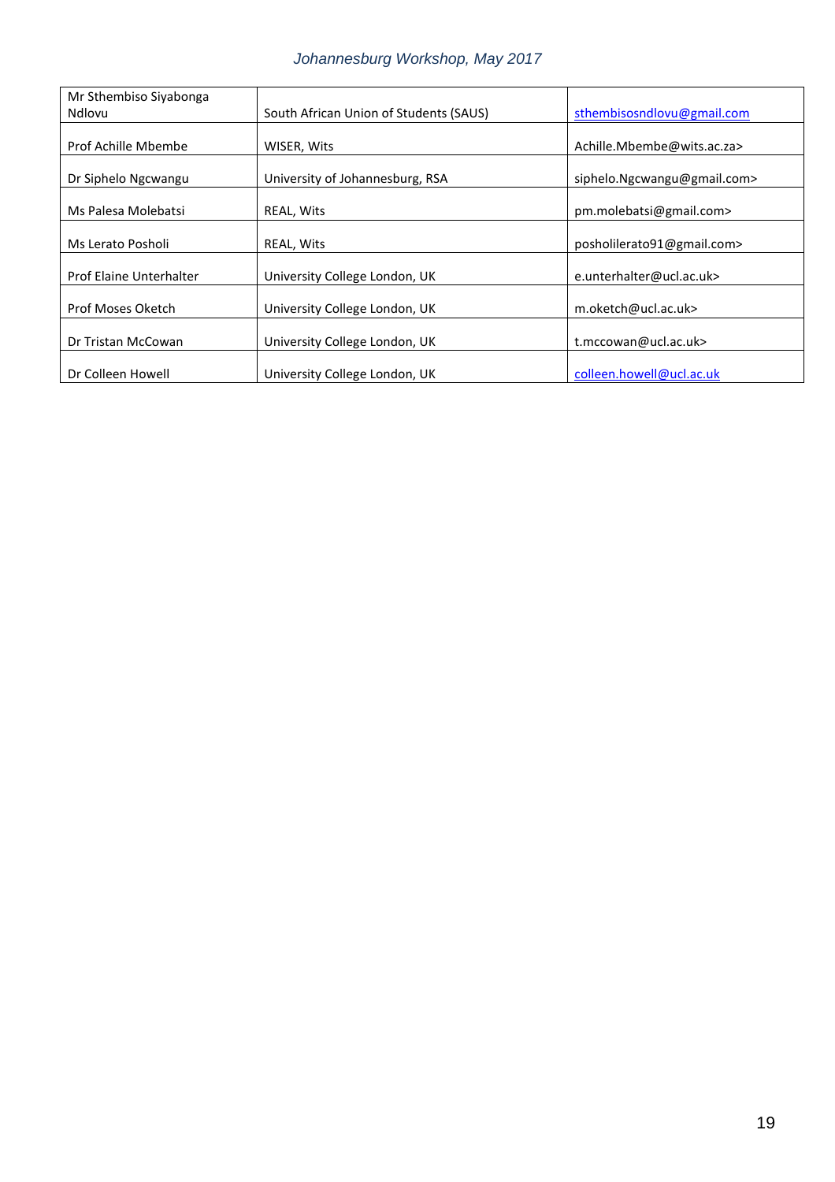| Mr Sthembiso Siyabonga Ndlovu | South African Union of Students (SAUS) | sthembisosndlovu@gmail.com |
| --- | --- | --- |
| Prof Achille Mbembe | WISER, Wits | Achille.Mbembe@wits.ac.za> |
| Dr Siphelo Ngcwangu | University of Johannesburg, RSA | siphelo.Ngcwangu@gmail.com> |
| Ms Palesa Molebatsi | REAL, Wits | pm.molebatsi@gmail.com> |
| Ms Lerato Posholi | REAL, Wits | posholilerato91@gmail.com> |
| Prof Elaine Unterhalter | University College London, UK | e.unterhalter@ucl.ac.uk> |
| Prof Moses Oketch | University College London, UK | m.oketch@ucl.ac.uk> |
| Dr Tristan McCowan | University College London, UK | t.mccowan@ucl.ac.uk> |
| Dr Colleen Howell | University College London, UK | colleen.howell@ucl.ac.uk |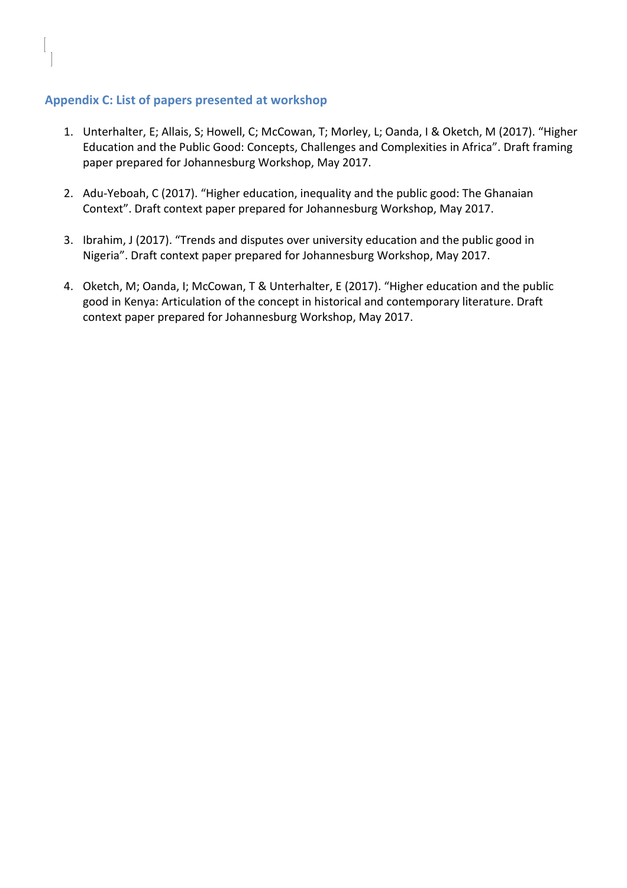## Appendix C: List of papers presented at workshop

1. Unterhalter, E; Allais, S; Howell, C; McCowan, T; Morley, L; Oanda, I & Oketch, M (2017). "Higher Education and the Public Good: Concepts, Challenges and Complexities in Africa". Draft framing paper prepared for Johannesburg Workshop, May 2017.

2. Adu-Yeboah, C (2017). "Higher education, inequality and the public good: The Ghanaian Context". Draft context paper prepared for Johannesburg Workshop, May 2017.

3. Ibrahim, J (2017). "Trends and disputes over university education and the public good in Nigeria". Draft context paper prepared for Johannesburg Workshop, May 2017.

4. Oketch, M; Oanda, I; McCowan, T & Unterhalter, E (2017). "Higher education and the public good in Kenya: Articulation of the concept in historical and contemporary literature. Draft context paper prepared for Johannesburg Workshop, May 2017.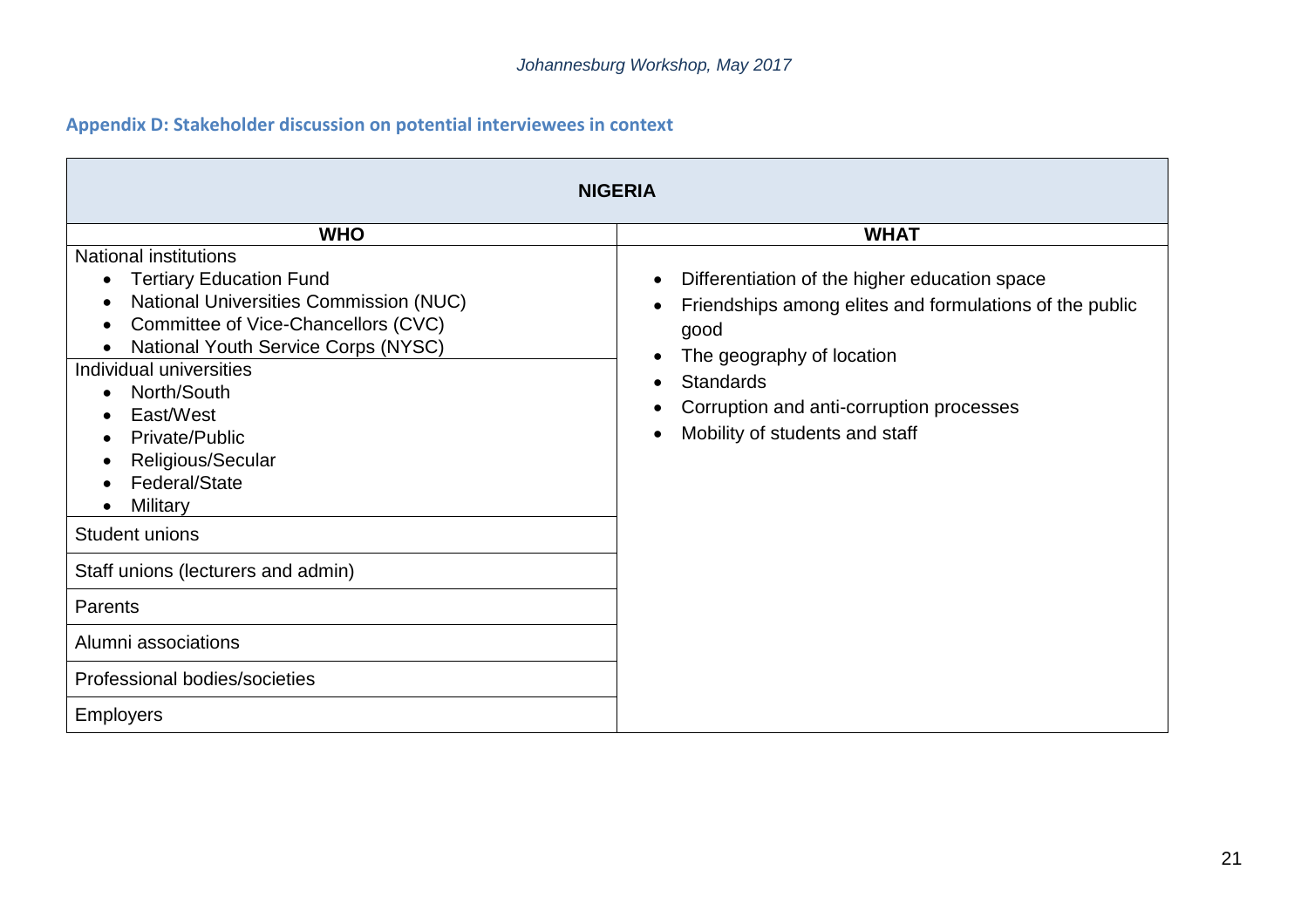### Appendix D: Stakeholder discussion on potential interviewees in context

| NIGERIA | |
|---|---|
| **WHO** | **WHAT** |
| National institutions<br>• Tertiary Education Fund<br>• National Universities Commission (NUC)<br>• Committee of Vice-Chancellors (CVC)<br>• National Youth Service Corps (NYSC) | • Differentiation of the higher education space<br>• Friendships among elites and formulations of the public good<br>• The geography of location<br>• Standards<br>• Corruption and anti-corruption processes<br>• Mobility of students and staff |
| Individual universities<br>• North/South<br>• East/West<br>• Private/Public<br>• Religious/Secular<br>• Federal/State<br>• Military | |
| Student unions | |
| Staff unions (lecturers and admin) | |
| Parents | |
| Alumni associations | |
| Professional bodies/societies | |
| Employers | |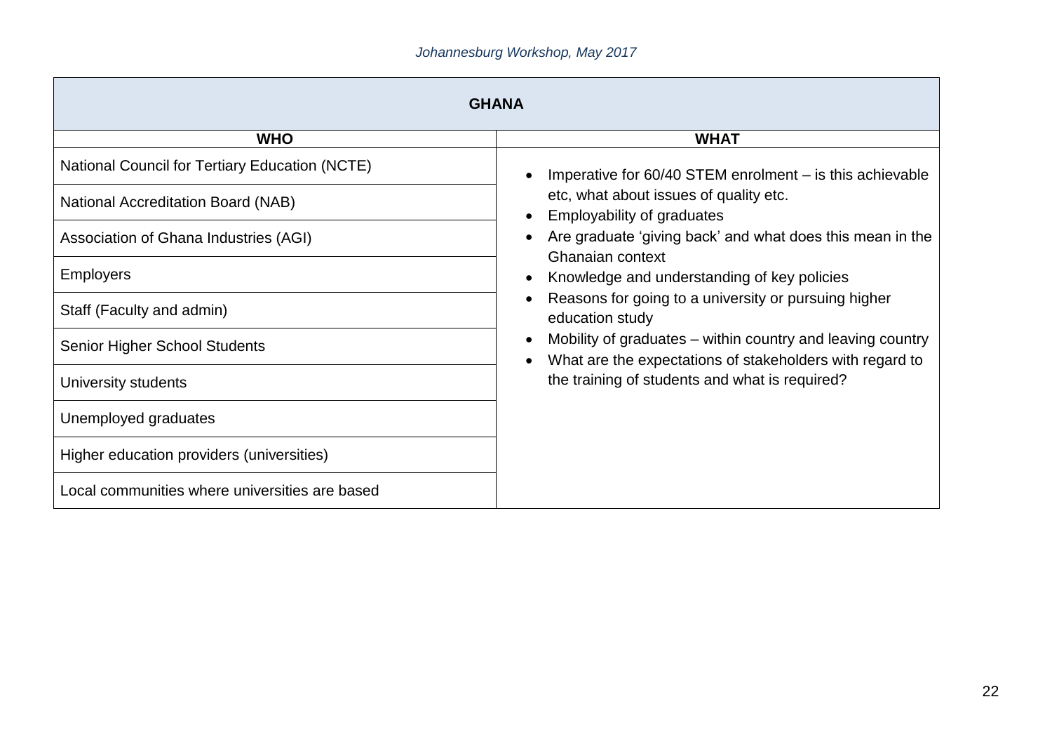| GHANA | |
|---|---|
| **WHO** | **WHAT** |
| National Council for Tertiary Education (NCTE) | • Imperative for 60/40 STEM enrolment – is this achievable etc, what about issues of quality etc.<br>• Employability of graduates<br>• Are graduate 'giving back' and what does this mean in the Ghanaian context<br>• Knowledge and understanding of key policies<br>• Reasons for going to a university or pursuing higher education study<br>• Mobility of graduates – within country and leaving country<br>• What are the expectations of stakeholders with regard to the training of students and what is required? |
| National Accreditation Board (NAB) | |
| Association of Ghana Industries (AGI) | |
| Employers | |
| Staff (Faculty and admin) | |
| Senior Higher School Students | |
| University students | |
| Unemployed graduates | |
| Higher education providers (universities) | |
| Local communities where universities are based | |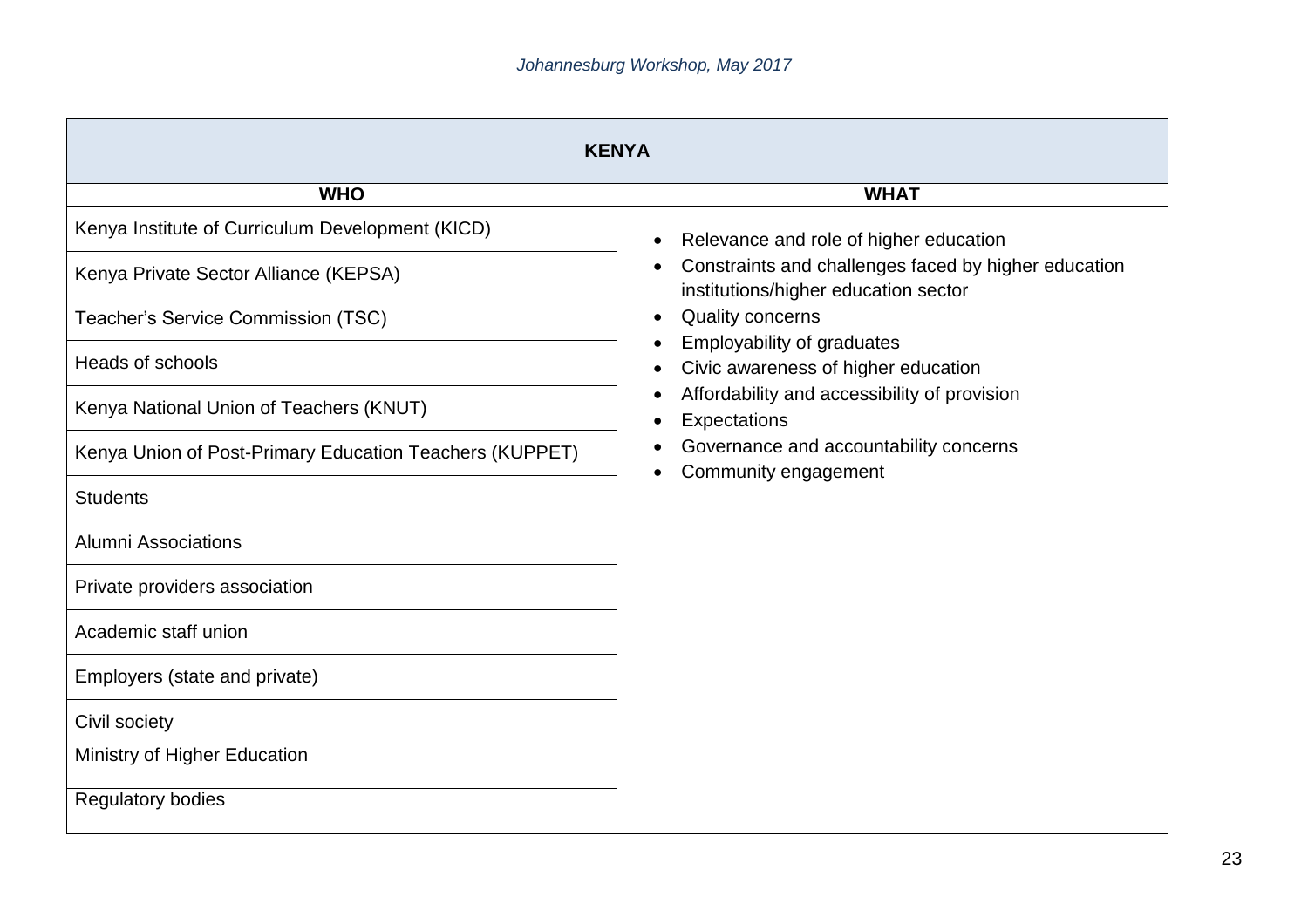| KENYA | |
|---|---|
| **WHO** | **WHAT** |
| Kenya Institute of Curriculum Development (KICD) | • Relevance and role of higher education<br>• Constraints and challenges faced by higher education institutions/higher education sector<br>• Quality concerns<br>• Employability of graduates<br>• Civic awareness of higher education<br>• Affordability and accessibility of provision<br>• Expectations<br>• Governance and accountability concerns<br>• Community engagement |
| Kenya Private Sector Alliance (KEPSA) | |
| Teacher's Service Commission (TSC) | |
| Heads of schools | |
| Kenya National Union of Teachers (KNUT) | |
| Kenya Union of Post-Primary Education Teachers (KUPPET) | |
| Students | |
| Alumni Associations | |
| Private providers association | |
| Academic staff union | |
| Employers (state and private) | |
| Civil society | |
| Ministry of Higher Education | |
| Regulatory bodies | |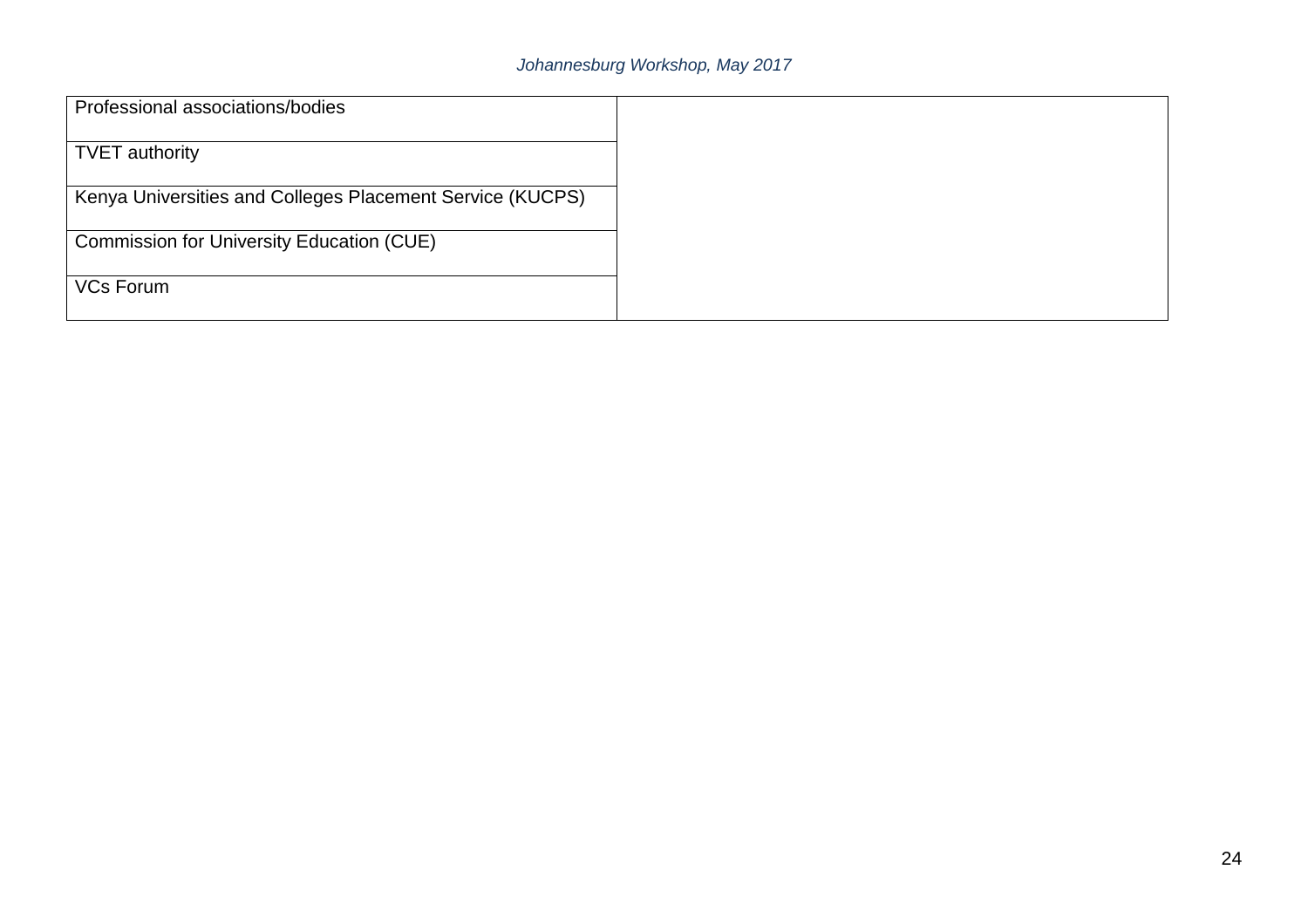| | |
|---|---|
| Professional associations/bodies | |
| TVET authority | |
| Kenya Universities and Colleges Placement Service (KUCPS) | |
| Commission for University Education (CUE) | |
| VCs Forum | |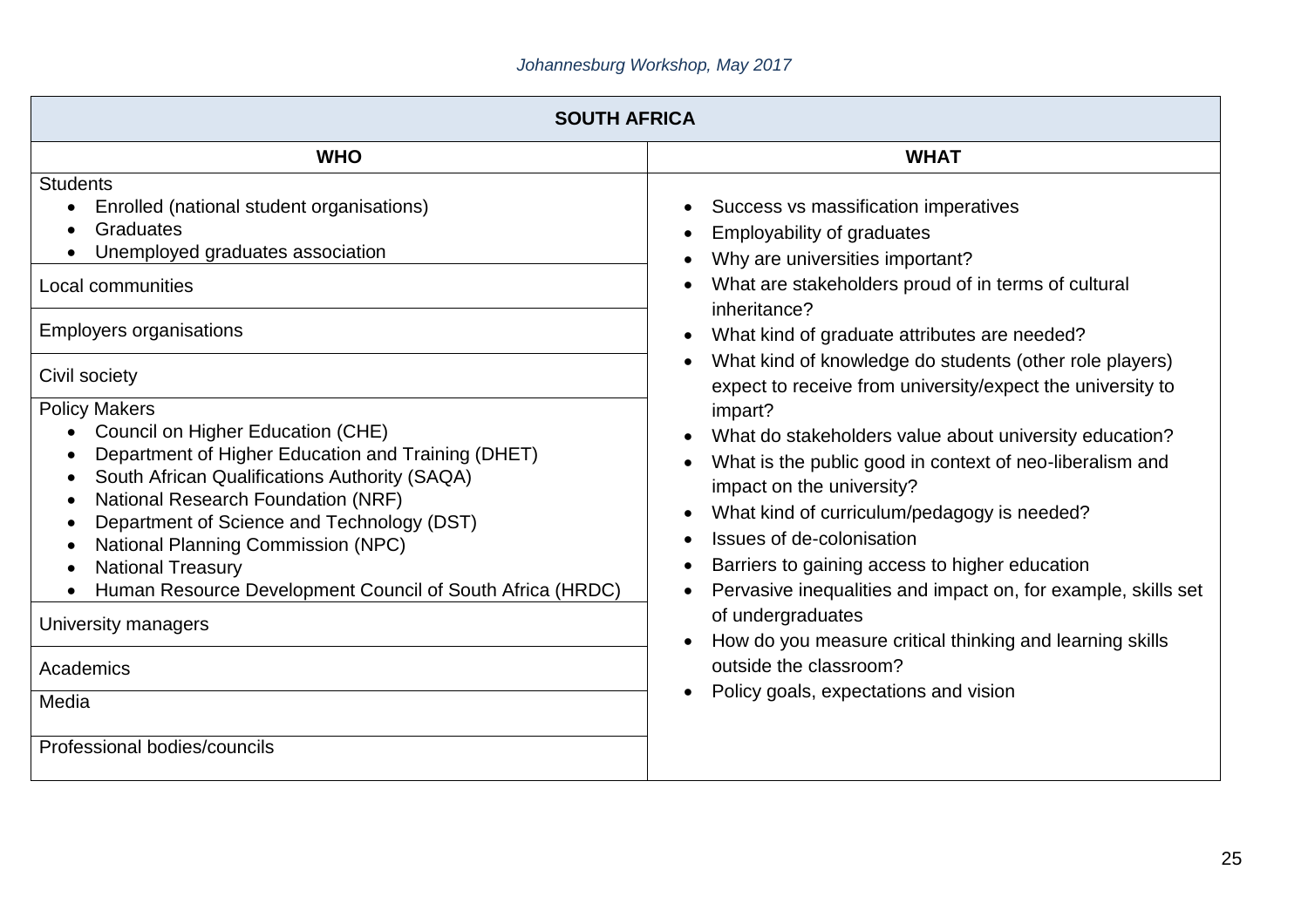| SOUTH AFRICA | |
|---|---|
| **WHO** | **WHAT** |
| Students<br>• Enrolled (national student organisations)<br>• Graduates<br>• Unemployed graduates association | • Success vs massification imperatives<br>• Employability of graduates<br>• Why are universities important?<br>• What are stakeholders proud of in terms of cultural inheritance?<br>• What kind of graduate attributes are needed?<br>• What kind of knowledge do students (other role players) expect to receive from university/expect the university to impart?<br>• What do stakeholders value about university education?<br>• What is the public good in context of neo-liberalism and impact on the university?<br>• What kind of curriculum/pedagogy is needed?<br>• Issues of de-colonisation<br>• Barriers to gaining access to higher education<br>• Pervasive inequalities and impact on, for example, skills set of undergraduates<br>• How do you measure critical thinking and learning skills outside the classroom?<br>• Policy goals, expectations and vision |
| Local communities | |
| Employers organisations | |
| Civil society | |
| Policy Makers<br>• Council on Higher Education (CHE)<br>• Department of Higher Education and Training (DHET)<br>• South African Qualifications Authority (SAQA)<br>• National Research Foundation (NRF)<br>• Department of Science and Technology (DST)<br>• National Planning Commission (NPC)<br>• National Treasury<br>• Human Resource Development Council of South Africa (HRDC) | |
| University managers | |
| Academics | |
| Media | |
| Professional bodies/councils | |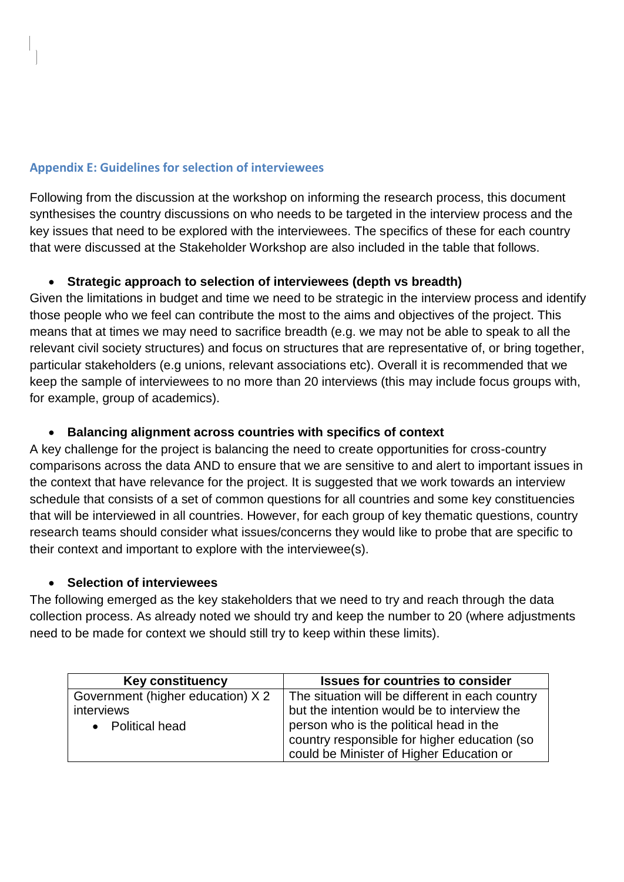### Appendix E: Guidelines for selection of interviewees

Following from the discussion at the workshop on informing the research process, this document synthesises the country discussions on who needs to be targeted in the interview process and the key issues that need to be explored with the interviewees. The specifics of these for each country that were discussed at the Stakeholder Workshop are also included in the table that follows.

- **Strategic approach to selection of interviewees (depth vs breadth)**

Given the limitations in budget and time we need to be strategic in the interview process and identify those people who we feel can contribute the most to the aims and objectives of the project. This means that at times we may need to sacrifice breadth (e.g. we may not be able to speak to all the relevant civil society structures) and focus on structures that are representative of, or bring together, particular stakeholders (e.g unions, relevant associations etc). Overall it is recommended that we keep the sample of interviewees to no more than 20 interviews (this may include focus groups with, for example, group of academics).

- **Balancing alignment across countries with specifics of context**

A key challenge for the project is balancing the need to create opportunities for cross-country comparisons across the data AND to ensure that we are sensitive to and alert to important issues in the context that have relevance for the project. It is suggested that we work towards an interview schedule that consists of a set of common questions for all countries and some key constituencies that will be interviewed in all countries. However, for each group of key thematic questions, country research teams should consider what issues/concerns they would like to probe that are specific to their context and important to explore with the interviewee(s).

- **Selection of interviewees**

The following emerged as the key stakeholders that we need to try and reach through the data collection process. As already noted we should try and keep the number to 20 (where adjustments need to be made for context we should still try to keep within these limits).

| Key constituency | Issues for countries to consider |
|---|---|
| Government (higher education) X 2 interviews<br>• Political head | The situation will be different in each country but the intention would be to interview the person who is the political head in the country responsible for higher education (so could be Minister of Higher Education or |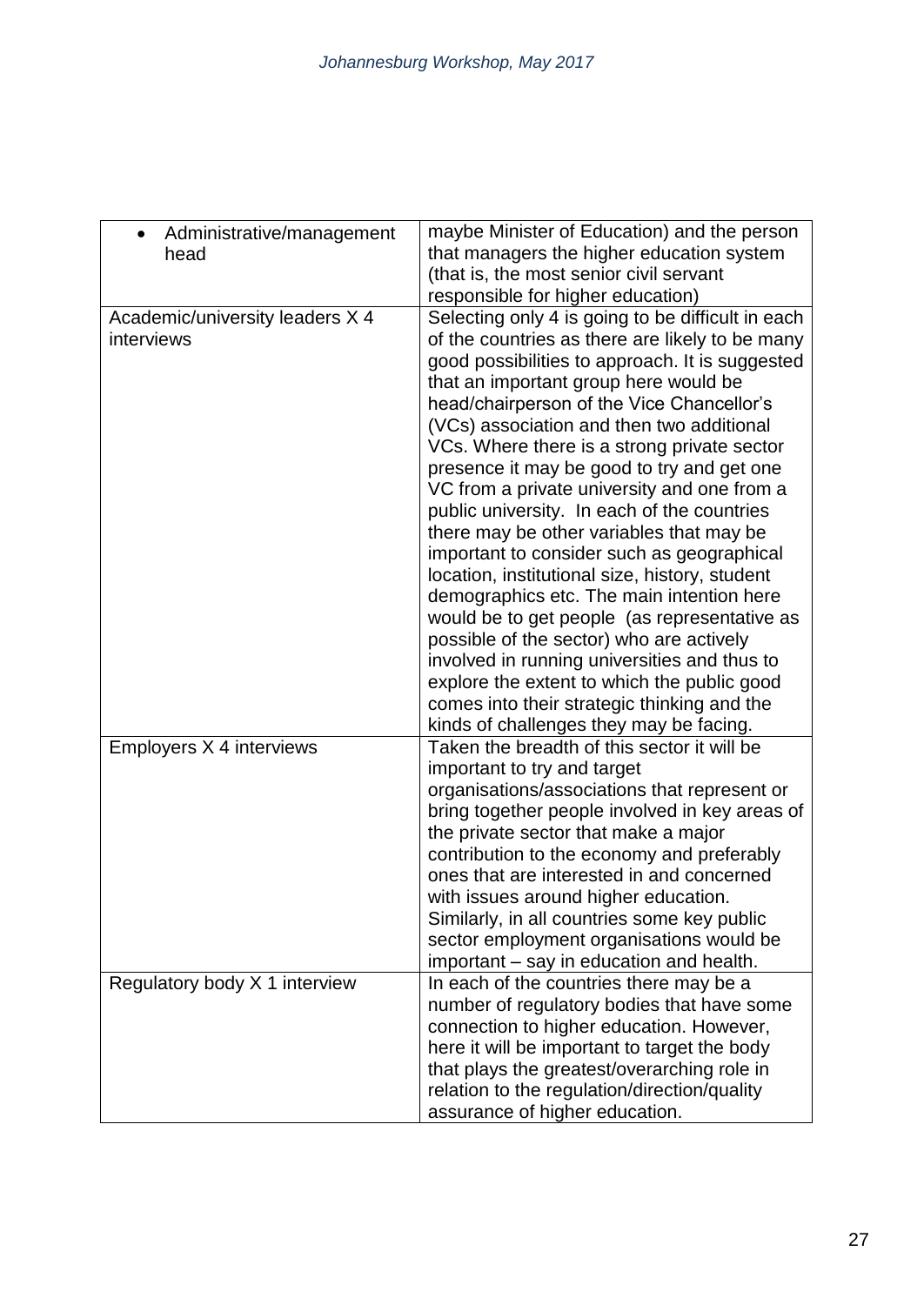| | |
|---|---|
| • Administrative/management head | maybe Minister of Education) and the person that managers the higher education system (that is, the most senior civil servant responsible for higher education) |
| Academic/university leaders X 4 interviews | Selecting only 4 is going to be difficult in each of the countries as there are likely to be many good possibilities to approach. It is suggested that an important group here would be head/chairperson of the Vice Chancellor's (VCs) association and then two additional VCs. Where there is a strong private sector presence it may be good to try and get one VC from a private university and one from a public university. In each of the countries there may be other variables that may be important to consider such as geographical location, institutional size, history, student demographics etc. The main intention here would be to get people (as representative as possible of the sector) who are actively involved in running universities and thus to explore the extent to which the public good comes into their strategic thinking and the kinds of challenges they may be facing. |
| Employers X 4 interviews | Taken the breadth of this sector it will be important to try and target organisations/associations that represent or bring together people involved in key areas of the private sector that make a major contribution to the economy and preferably ones that are interested in and concerned with issues around higher education. Similarly, in all countries some key public sector employment organisations would be important – say in education and health. |
| Regulatory body X 1 interview | In each of the countries there may be a number of regulatory bodies that have some connection to higher education. However, here it will be important to target the body that plays the greatest/overarching role in relation to the regulation/direction/quality assurance of higher education. |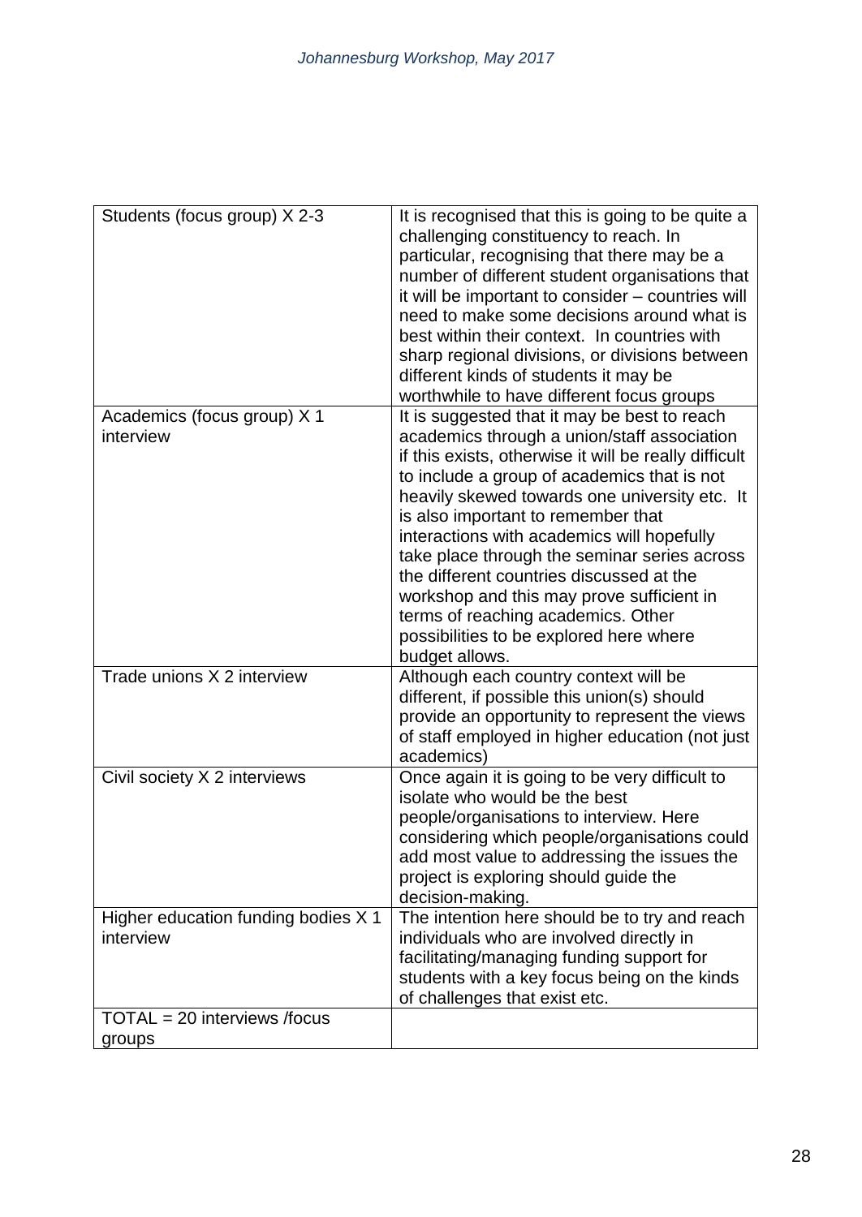| | |
|---|---|
| Students (focus group) X 2-3 | It is recognised that this is going to be quite a challenging constituency to reach. In particular, recognising that there may be a number of different student organisations that it will be important to consider – countries will need to make some decisions around what is best within their context. In countries with sharp regional divisions, or divisions between different kinds of students it may be worthwhile to have different focus groups |
| Academics (focus group) X 1 interview | It is suggested that it may be best to reach academics through a union/staff association if this exists, otherwise it will be really difficult to include a group of academics that is not heavily skewed towards one university etc. It is also important to remember that interactions with academics will hopefully take place through the seminar series across the different countries discussed at the workshop and this may prove sufficient in terms of reaching academics. Other possibilities to be explored here where budget allows. |
| Trade unions X 2 interview | Although each country context will be different, if possible this union(s) should provide an opportunity to represent the views of staff employed in higher education (not just academics) |
| Civil society X 2 interviews | Once again it is going to be very difficult to isolate who would be the best people/organisations to interview. Here considering which people/organisations could add most value to addressing the issues the project is exploring should guide the decision-making. |
| Higher education funding bodies X 1 interview | The intention here should be to try and reach individuals who are involved directly in facilitating/managing funding support for students with a key focus being on the kinds of challenges that exist etc. |
| TOTAL = 20 interviews /focus groups | |